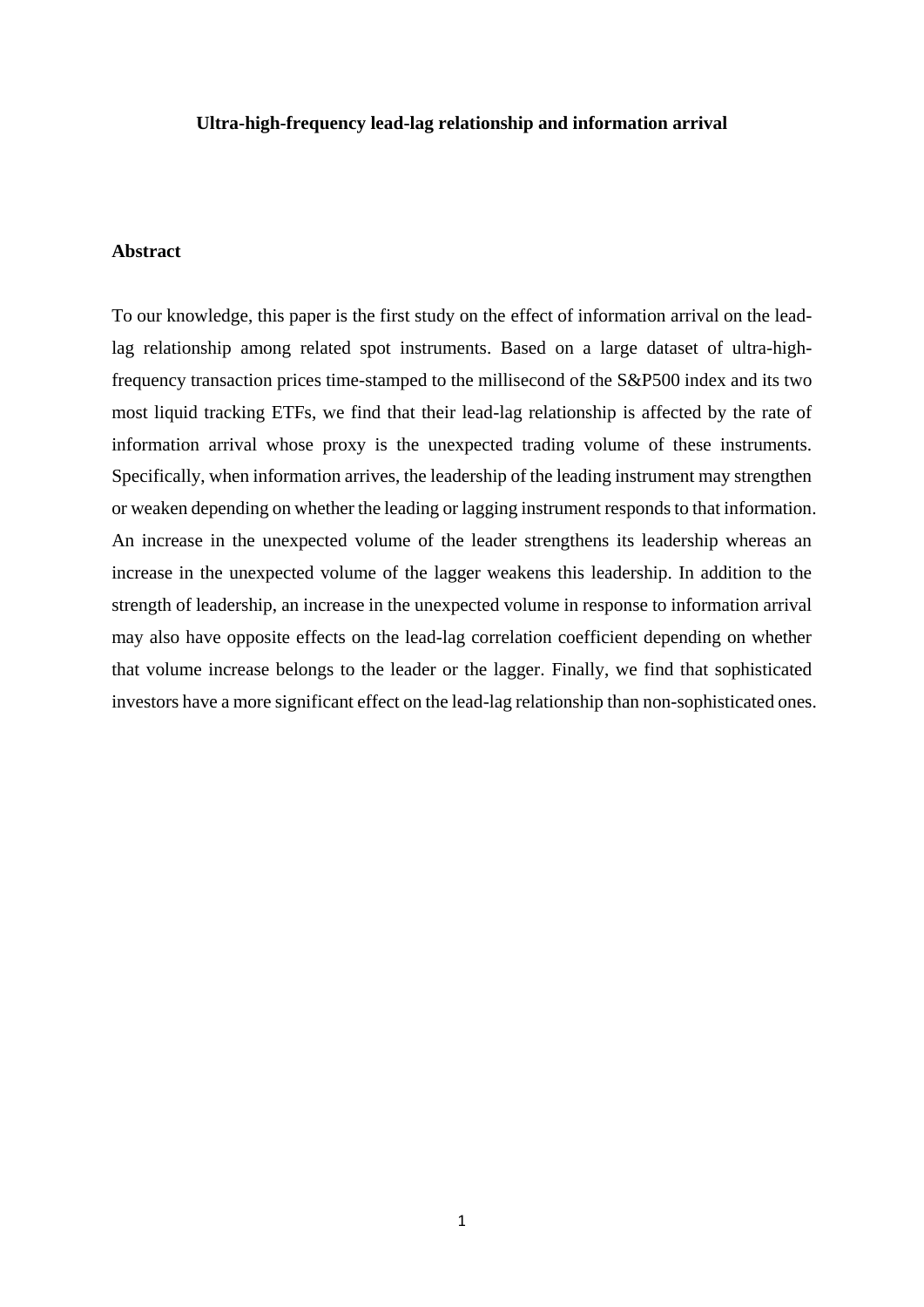# Ultra-high-frequency lead-lag relationship and information arrival

## Abstract

To our knowledge, this paper is the first study on the effect of information arrival on the lead-lag relationship among related spot instruments. Based on a large dataset of ultra-high-frequency transaction prices time-stamped to the millisecond of the S&P500 index and its two most liquid tracking ETFs, we find that their lead-lag relationship is affected by the rate of information arrival whose proxy is the unexpected trading volume of these instruments. Specifically, when information arrives, the leadership of the leading instrument may strengthen or weaken depending on whether the leading or lagging instrument responds to that information. An increase in the unexpected volume of the leader strengthens its leadership whereas an increase in the unexpected volume of the lagger weakens this leadership. In addition to the strength of leadership, an increase in the unexpected volume in response to information arrival may also have opposite effects on the lead-lag correlation coefficient depending on whether that volume increase belongs to the leader or the lagger. Finally, we find that sophisticated investors have a more significant effect on the lead-lag relationship than non-sophisticated ones.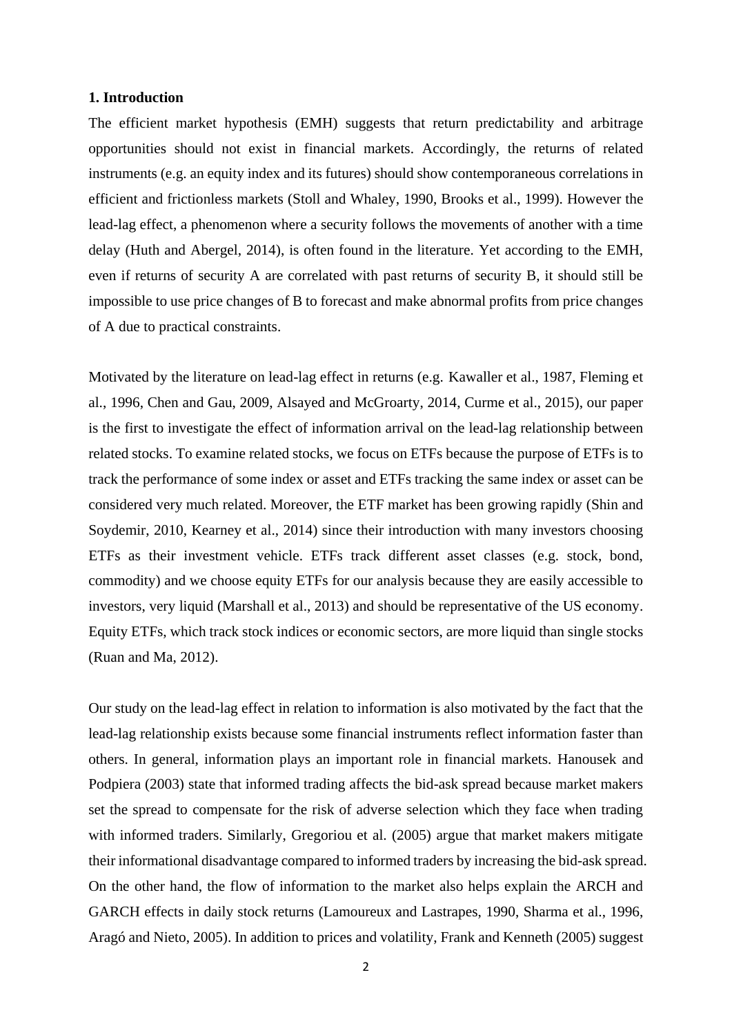## 1. Introduction

The efficient market hypothesis (EMH) suggests that return predictability and arbitrage opportunities should not exist in financial markets. Accordingly, the returns of related instruments (e.g. an equity index and its futures) should show contemporaneous correlations in efficient and frictionless markets (Stoll and Whaley, 1990, Brooks et al., 1999). However the lead-lag effect, a phenomenon where a security follows the movements of another with a time delay (Huth and Abergel, 2014), is often found in the literature. Yet according to the EMH, even if returns of security A are correlated with past returns of security B, it should still be impossible to use price changes of B to forecast and make abnormal profits from price changes of A due to practical constraints.

Motivated by the literature on lead-lag effect in returns (e.g. Kawaller et al., 1987, Fleming et al., 1996, Chen and Gau, 2009, Alsayed and McGroarty, 2014, Curme et al., 2015), our paper is the first to investigate the effect of information arrival on the lead-lag relationship between related stocks. To examine related stocks, we focus on ETFs because the purpose of ETFs is to track the performance of some index or asset and ETFs tracking the same index or asset can be considered very much related. Moreover, the ETF market has been growing rapidly (Shin and Soydemir, 2010, Kearney et al., 2014) since their introduction with many investors choosing ETFs as their investment vehicle. ETFs track different asset classes (e.g. stock, bond, commodity) and we choose equity ETFs for our analysis because they are easily accessible to investors, very liquid (Marshall et al., 2013) and should be representative of the US economy. Equity ETFs, which track stock indices or economic sectors, are more liquid than single stocks (Ruan and Ma, 2012).

Our study on the lead-lag effect in relation to information is also motivated by the fact that the lead-lag relationship exists because some financial instruments reflect information faster than others. In general, information plays an important role in financial markets. Hanousek and Podpiera (2003) state that informed trading affects the bid-ask spread because market makers set the spread to compensate for the risk of adverse selection which they face when trading with informed traders. Similarly, Gregoriou et al. (2005) argue that market makers mitigate their informational disadvantage compared to informed traders by increasing the bid-ask spread. On the other hand, the flow of information to the market also helps explain the ARCH and GARCH effects in daily stock returns (Lamoureux and Lastrapes, 1990, Sharma et al., 1996, Aragó and Nieto, 2005). In addition to prices and volatility, Frank and Kenneth (2005) suggest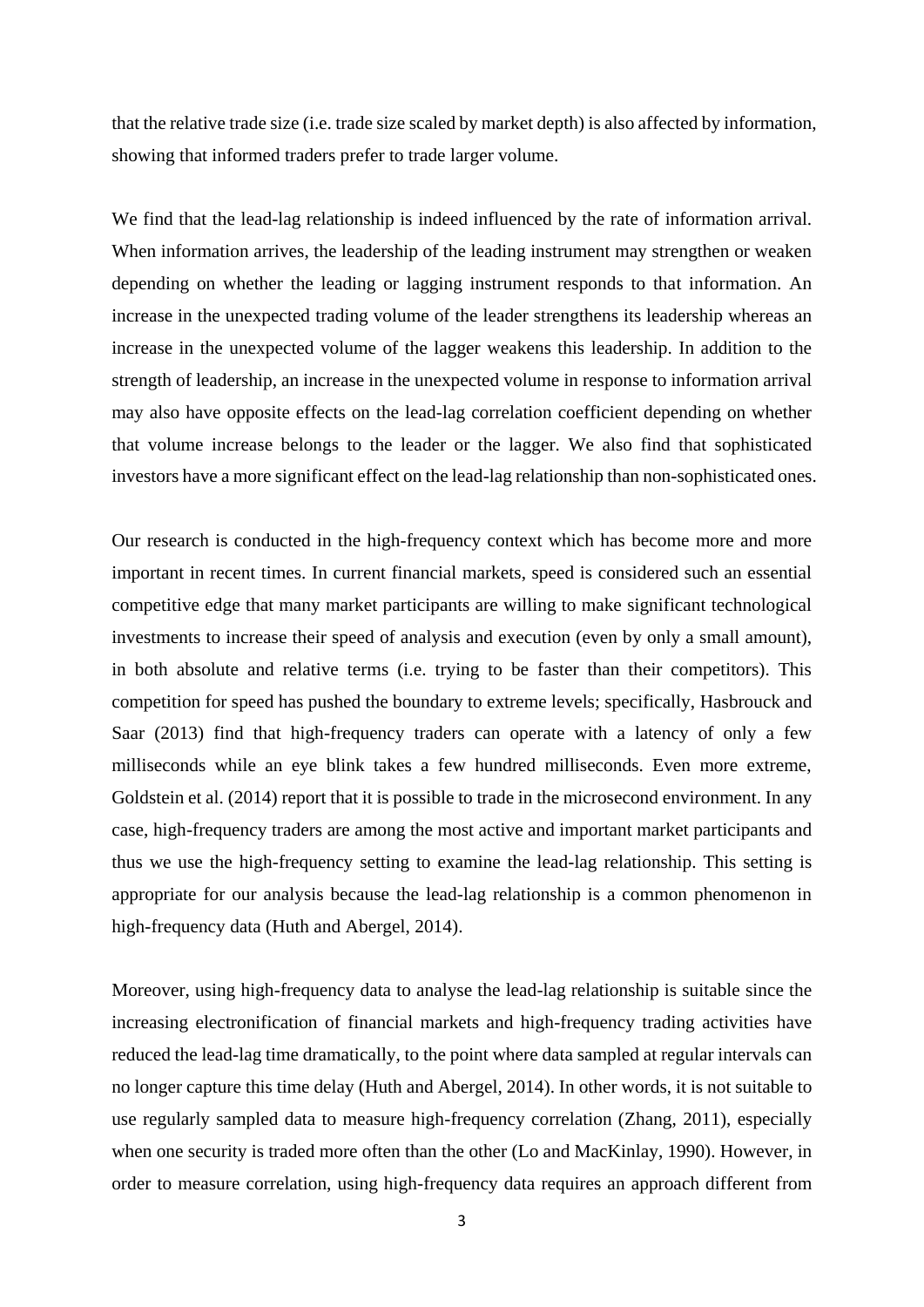that the relative trade size (i.e. trade size scaled by market depth) is also affected by information, showing that informed traders prefer to trade larger volume.

We find that the lead-lag relationship is indeed influenced by the rate of information arrival. When information arrives, the leadership of the leading instrument may strengthen or weaken depending on whether the leading or lagging instrument responds to that information. An increase in the unexpected trading volume of the leader strengthens its leadership whereas an increase in the unexpected volume of the lagger weakens this leadership. In addition to the strength of leadership, an increase in the unexpected volume in response to information arrival may also have opposite effects on the lead-lag correlation coefficient depending on whether that volume increase belongs to the leader or the lagger. We also find that sophisticated investors have a more significant effect on the lead-lag relationship than non-sophisticated ones.

Our research is conducted in the high-frequency context which has become more and more important in recent times. In current financial markets, speed is considered such an essential competitive edge that many market participants are willing to make significant technological investments to increase their speed of analysis and execution (even by only a small amount), in both absolute and relative terms (i.e. trying to be faster than their competitors). This competition for speed has pushed the boundary to extreme levels; specifically, Hasbrouck and Saar (2013) find that high-frequency traders can operate with a latency of only a few milliseconds while an eye blink takes a few hundred milliseconds. Even more extreme, Goldstein et al. (2014) report that it is possible to trade in the microsecond environment. In any case, high-frequency traders are among the most active and important market participants and thus we use the high-frequency setting to examine the lead-lag relationship. This setting is appropriate for our analysis because the lead-lag relationship is a common phenomenon in high-frequency data (Huth and Abergel, 2014).

Moreover, using high-frequency data to analyse the lead-lag relationship is suitable since the increasing electronification of financial markets and high-frequency trading activities have reduced the lead-lag time dramatically, to the point where data sampled at regular intervals can no longer capture this time delay (Huth and Abergel, 2014). In other words, it is not suitable to use regularly sampled data to measure high-frequency correlation (Zhang, 2011), especially when one security is traded more often than the other (Lo and MacKinlay, 1990). However, in order to measure correlation, using high-frequency data requires an approach different from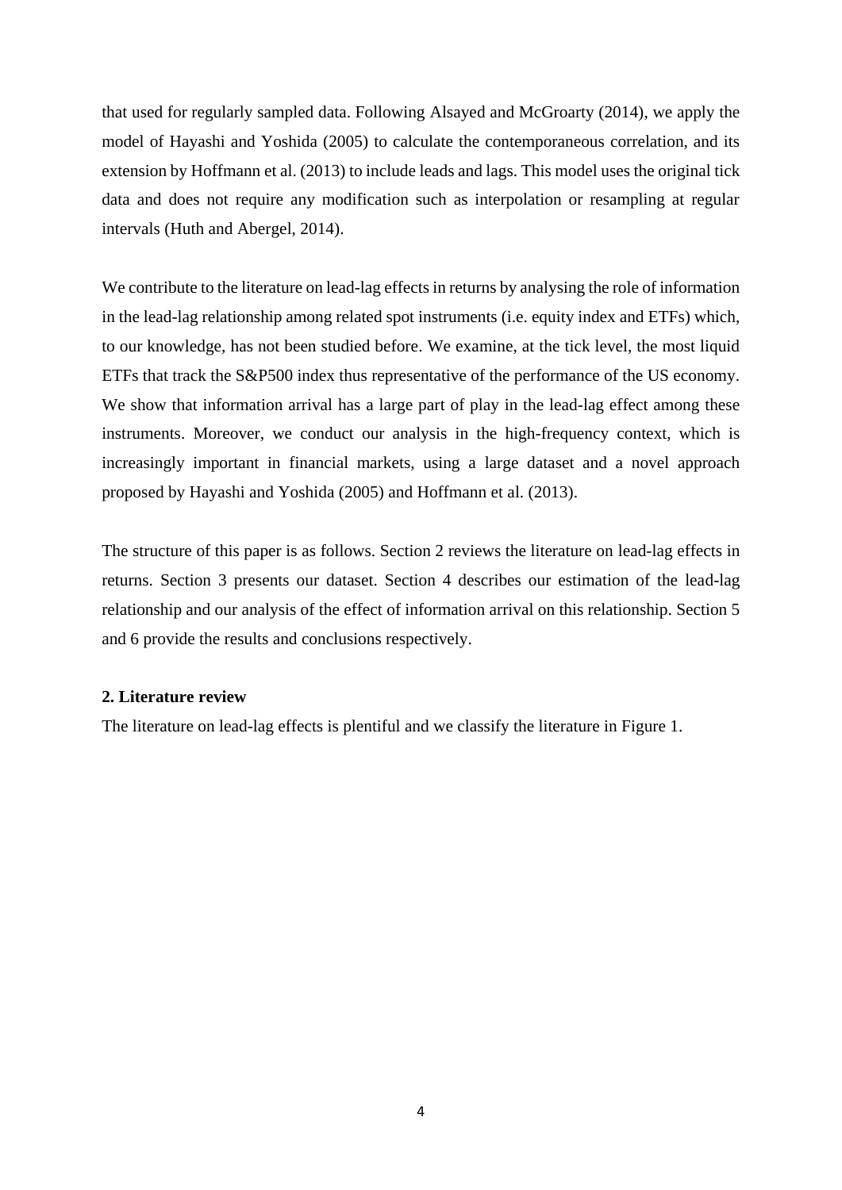that used for regularly sampled data. Following Alsayed and McGroarty (2014), we apply the model of Hayashi and Yoshida (2005) to calculate the contemporaneous correlation, and its extension by Hoffmann et al. (2013) to include leads and lags. This model uses the original tick data and does not require any modification such as interpolation or resampling at regular intervals (Huth and Abergel, 2014).

We contribute to the literature on lead-lag effects in returns by analysing the role of information in the lead-lag relationship among related spot instruments (i.e. equity index and ETFs) which, to our knowledge, has not been studied before. We examine, at the tick level, the most liquid ETFs that track the S&P500 index thus representative of the performance of the US economy. We show that information arrival has a large part of play in the lead-lag effect among these instruments. Moreover, we conduct our analysis in the high-frequency context, which is increasingly important in financial markets, using a large dataset and a novel approach proposed by Hayashi and Yoshida (2005) and Hoffmann et al. (2013).

The structure of this paper is as follows. Section 2 reviews the literature on lead-lag effects in returns. Section 3 presents our dataset. Section 4 describes our estimation of the lead-lag relationship and our analysis of the effect of information arrival on this relationship. Section 5 and 6 provide the results and conclusions respectively.

## 2. Literature review

The literature on lead-lag effects is plentiful and we classify the literature in Figure 1.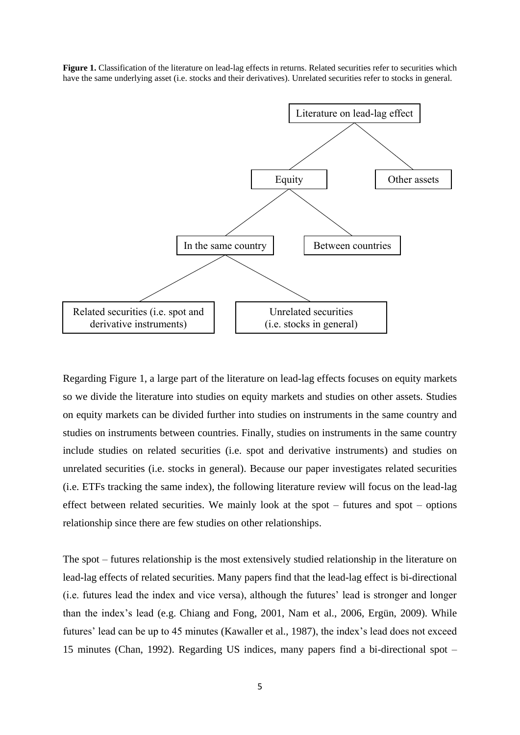**Figure 1.** Classification of the literature on lead-lag effects in returns. Related securities refer to securities which have the same underlying asset (i.e. stocks and their derivatives). Unrelated securities refer to stocks in general.

- Literature on lead-lag effect
  - Equity
    - In the same country
      - Related securities (i.e. spot and derivative instruments)
      - Unrelated securities (i.e. stocks in general)
    - Between countries
  - Other assets

Regarding Figure 1, a large part of the literature on lead-lag effects focuses on equity markets so we divide the literature into studies on equity markets and studies on other assets. Studies on equity markets can be divided further into studies on instruments in the same country and studies on instruments between countries. Finally, studies on instruments in the same country include studies on related securities (i.e. spot and derivative instruments) and studies on unrelated securities (i.e. stocks in general). Because our paper investigates related securities (i.e. ETFs tracking the same index), the following literature review will focus on the lead-lag effect between related securities. We mainly look at the spot – futures and spot – options relationship since there are few studies on other relationships.

The spot – futures relationship is the most extensively studied relationship in the literature on lead-lag effects of related securities. Many papers find that the lead-lag effect is bi-directional (i.e. futures lead the index and vice versa), although the futures' lead is stronger and longer than the index's lead (e.g. Chiang and Fong, 2001, Nam et al., 2006, Ergün, 2009). While futures' lead can be up to 45 minutes (Kawaller et al., 1987), the index's lead does not exceed 15 minutes (Chan, 1992). Regarding US indices, many papers find a bi-directional spot –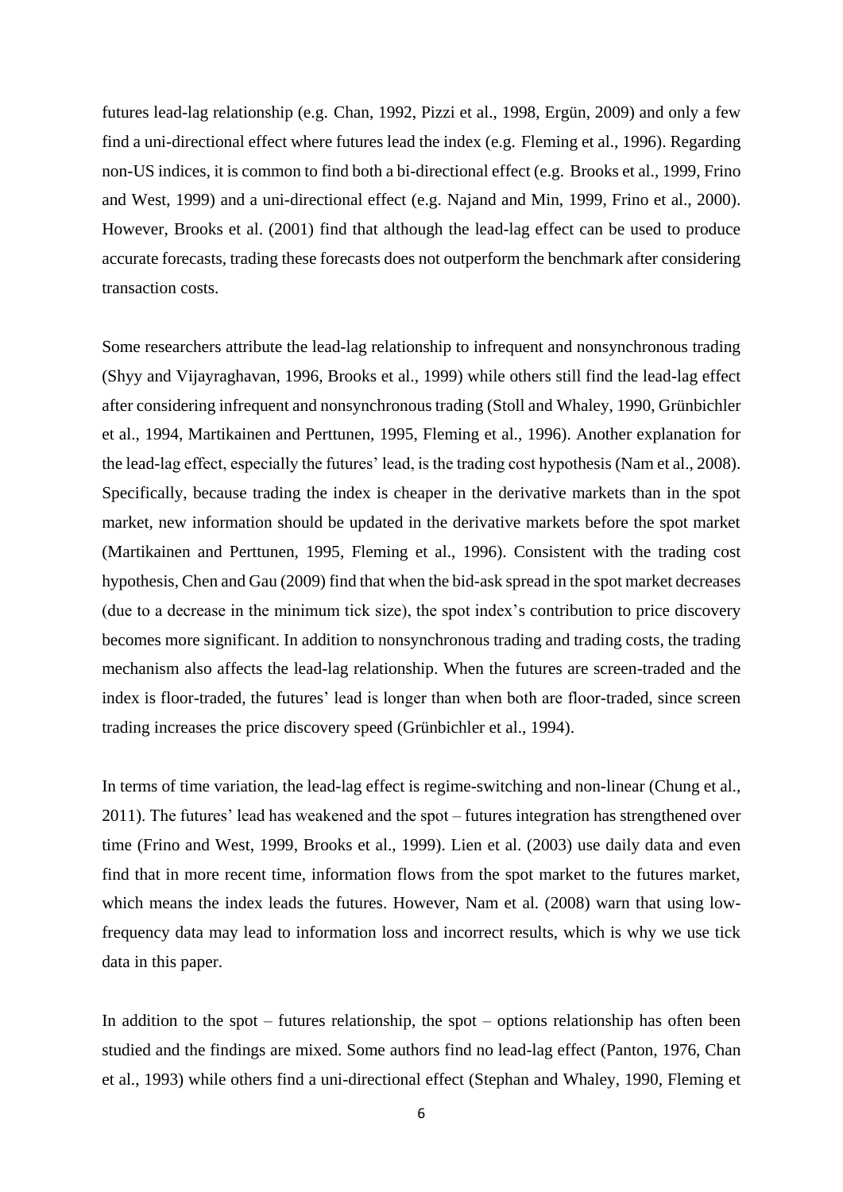futures lead-lag relationship (e.g. Chan, 1992, Pizzi et al., 1998, Ergün, 2009) and only a few find a uni-directional effect where futures lead the index (e.g. Fleming et al., 1996). Regarding non-US indices, it is common to find both a bi-directional effect (e.g. Brooks et al., 1999, Frino and West, 1999) and a uni-directional effect (e.g. Najand and Min, 1999, Frino et al., 2000). However, Brooks et al. (2001) find that although the lead-lag effect can be used to produce accurate forecasts, trading these forecasts does not outperform the benchmark after considering transaction costs.

Some researchers attribute the lead-lag relationship to infrequent and nonsynchronous trading (Shyy and Vijayraghavan, 1996, Brooks et al., 1999) while others still find the lead-lag effect after considering infrequent and nonsynchronous trading (Stoll and Whaley, 1990, Grünbichler et al., 1994, Martikainen and Perttunen, 1995, Fleming et al., 1996). Another explanation for the lead-lag effect, especially the futures' lead, is the trading cost hypothesis (Nam et al., 2008). Specifically, because trading the index is cheaper in the derivative markets than in the spot market, new information should be updated in the derivative markets before the spot market (Martikainen and Perttunen, 1995, Fleming et al., 1996). Consistent with the trading cost hypothesis, Chen and Gau (2009) find that when the bid-ask spread in the spot market decreases (due to a decrease in the minimum tick size), the spot index's contribution to price discovery becomes more significant. In addition to nonsynchronous trading and trading costs, the trading mechanism also affects the lead-lag relationship. When the futures are screen-traded and the index is floor-traded, the futures' lead is longer than when both are floor-traded, since screen trading increases the price discovery speed (Grünbichler et al., 1994).

In terms of time variation, the lead-lag effect is regime-switching and non-linear (Chung et al., 2011). The futures' lead has weakened and the spot – futures integration has strengthened over time (Frino and West, 1999, Brooks et al., 1999). Lien et al. (2003) use daily data and even find that in more recent time, information flows from the spot market to the futures market, which means the index leads the futures. However, Nam et al. (2008) warn that using low-frequency data may lead to information loss and incorrect results, which is why we use tick data in this paper.

In addition to the spot – futures relationship, the spot – options relationship has often been studied and the findings are mixed. Some authors find no lead-lag effect (Panton, 1976, Chan et al., 1993) while others find a uni-directional effect (Stephan and Whaley, 1990, Fleming et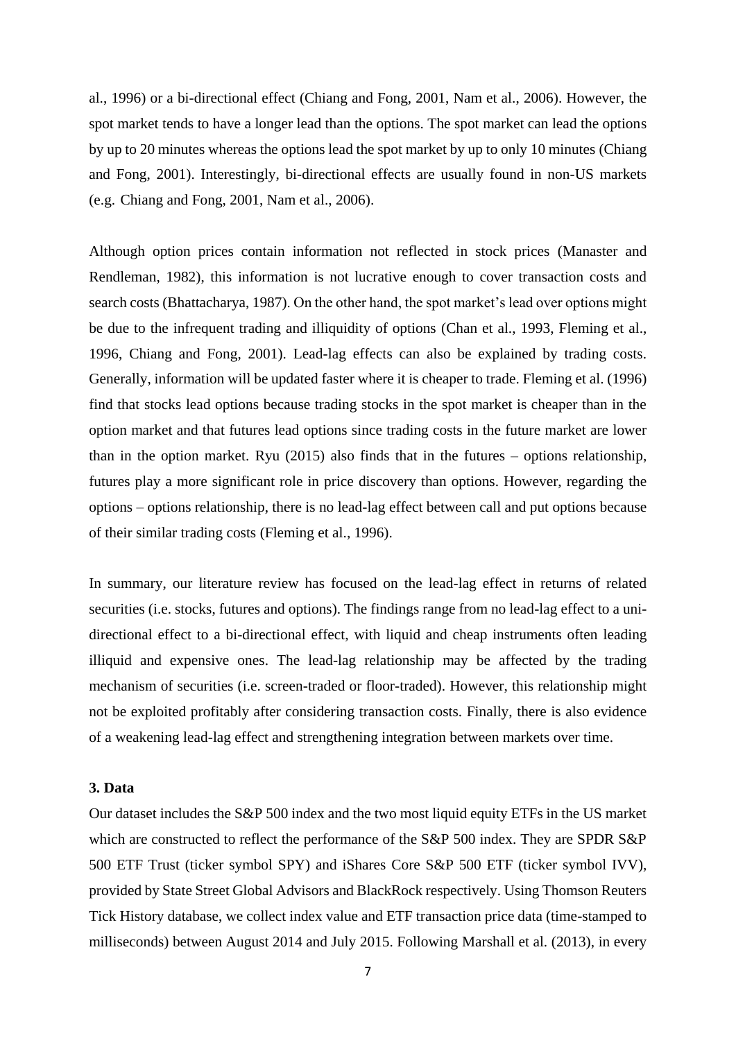al., 1996) or a bi-directional effect (Chiang and Fong, 2001, Nam et al., 2006). However, the spot market tends to have a longer lead than the options. The spot market can lead the options by up to 20 minutes whereas the options lead the spot market by up to only 10 minutes (Chiang and Fong, 2001). Interestingly, bi-directional effects are usually found in non-US markets (e.g. Chiang and Fong, 2001, Nam et al., 2006).

Although option prices contain information not reflected in stock prices (Manaster and Rendleman, 1982), this information is not lucrative enough to cover transaction costs and search costs (Bhattacharya, 1987). On the other hand, the spot market's lead over options might be due to the infrequent trading and illiquidity of options (Chan et al., 1993, Fleming et al., 1996, Chiang and Fong, 2001). Lead-lag effects can also be explained by trading costs. Generally, information will be updated faster where it is cheaper to trade. Fleming et al. (1996) find that stocks lead options because trading stocks in the spot market is cheaper than in the option market and that futures lead options since trading costs in the future market are lower than in the option market. Ryu (2015) also finds that in the futures – options relationship, futures play a more significant role in price discovery than options. However, regarding the options – options relationship, there is no lead-lag effect between call and put options because of their similar trading costs (Fleming et al., 1996).

In summary, our literature review has focused on the lead-lag effect in returns of related securities (i.e. stocks, futures and options). The findings range from no lead-lag effect to a uni-directional effect to a bi-directional effect, with liquid and cheap instruments often leading illiquid and expensive ones. The lead-lag relationship may be affected by the trading mechanism of securities (i.e. screen-traded or floor-traded). However, this relationship might not be exploited profitably after considering transaction costs. Finally, there is also evidence of a weakening lead-lag effect and strengthening integration between markets over time.

## 3. Data

Our dataset includes the S&P 500 index and the two most liquid equity ETFs in the US market which are constructed to reflect the performance of the S&P 500 index. They are SPDR S&P 500 ETF Trust (ticker symbol SPY) and iShares Core S&P 500 ETF (ticker symbol IVV), provided by State Street Global Advisors and BlackRock respectively. Using Thomson Reuters Tick History database, we collect index value and ETF transaction price data (time-stamped to milliseconds) between August 2014 and July 2015. Following Marshall et al. (2013), in every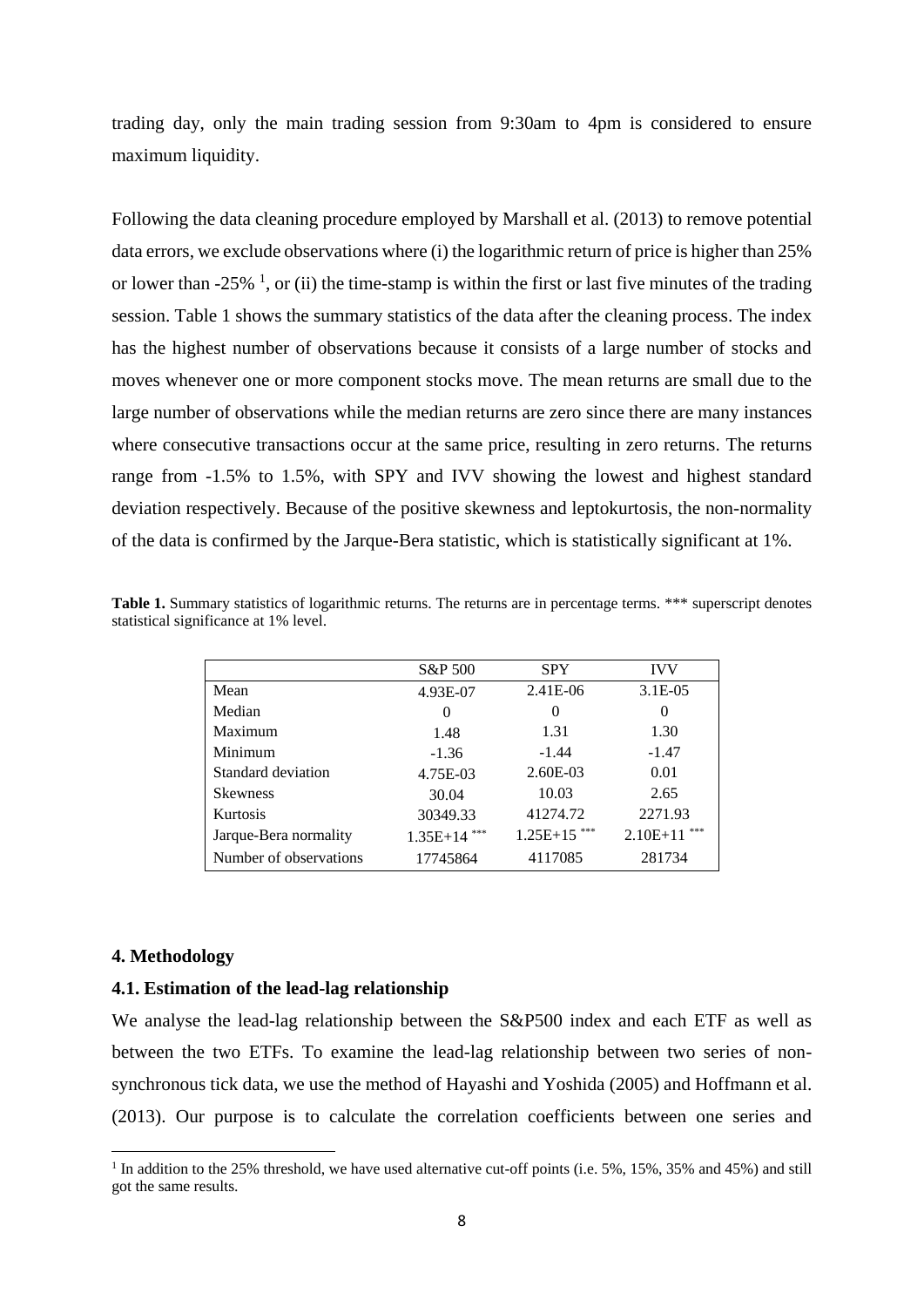trading day, only the main trading session from 9:30am to 4pm is considered to ensure maximum liquidity.

Following the data cleaning procedure employed by Marshall et al. (2013) to remove potential data errors, we exclude observations where (i) the logarithmic return of price is higher than 25% or lower than -25% [1], or (ii) the time-stamp is within the first or last five minutes of the trading session. Table 1 shows the summary statistics of the data after the cleaning process. The index has the highest number of observations because it consists of a large number of stocks and moves whenever one or more component stocks move. The mean returns are small due to the large number of observations while the median returns are zero since there are many instances where consecutive transactions occur at the same price, resulting in zero returns. The returns range from -1.5% to 1.5%, with SPY and IVV showing the lowest and highest standard deviation respectively. Because of the positive skewness and leptokurtosis, the non-normality of the data is confirmed by the Jarque-Bera statistic, which is statistically significant at 1%.

**Table 1.** Summary statistics of logarithmic returns. The returns are in percentage terms. *** superscript denotes statistical significance at 1% level.

| | S&P 500 | SPY | IVV |
|---|---|---|---|
| Mean | 4.93E-07 | 2.41E-06 | 3.1E-05 |
| Median | 0 | 0 | 0 |
| Maximum | 1.48 | 1.31 | 1.30 |
| Minimum | -1.36 | -1.44 | -1.47 |
| Standard deviation | 4.75E-03 | 2.60E-03 | 0.01 |
| Skewness | 30.04 | 10.03 | 2.65 |
| Kurtosis | 30349.33 | 41274.72 | 2271.93 |
| Jarque-Bera normality | 1.35E+14 *** | 1.25E+15 *** | 2.10E+11 *** |
| Number of observations | 17745864 | 4117085 | 281734 |

## 4. Methodology

### 4.1. Estimation of the lead-lag relationship

We analyse the lead-lag relationship between the S&P500 index and each ETF as well as between the two ETFs. To examine the lead-lag relationship between two series of non-synchronous tick data, we use the method of Hayashi and Yoshida (2005) and Hoffmann et al. (2013). Our purpose is to calculate the correlation coefficients between one series and

[1] In addition to the 25% threshold, we have used alternative cut-off points (i.e. 5%, 15%, 35% and 45%) and still got the same results.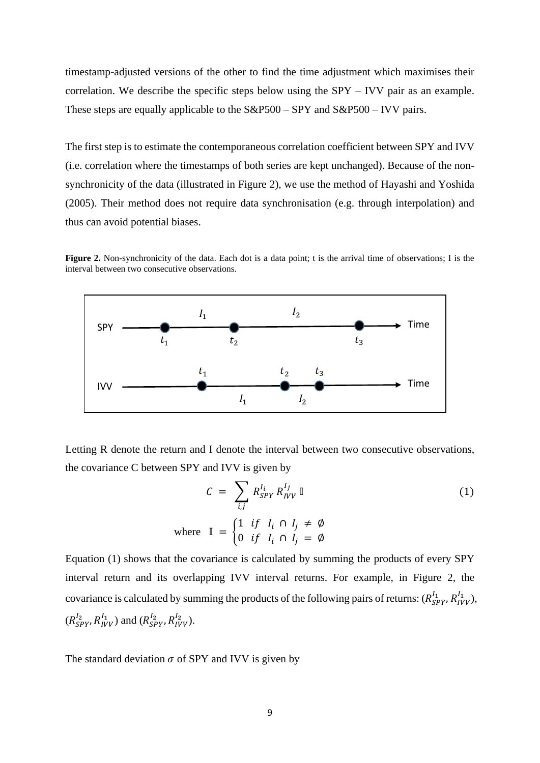timestamp-adjusted versions of the other to find the time adjustment which maximises their correlation. We describe the specific steps below using the SPY – IVV pair as an example. These steps are equally applicable to the S&P500 – SPY and S&P500 – IVV pairs.

The first step is to estimate the contemporaneous correlation coefficient between SPY and IVV (i.e. correlation where the timestamps of both series are kept unchanged). Because of the non-synchronicity of the data (illustrated in Figure 2), we use the method of Hayashi and Yoshida (2005). Their method does not require data synchronisation (e.g. through interpolation) and thus can avoid potential biases.

**Figure 2.** Non-synchronicity of the data. Each dot is a data point; t is the arrival time of observations; I is the interval between two consecutive observations.

Letting R denote the return and I denote the interval between two consecutive observations, the covariance C between SPY and IVV is given by

$$C = \sum_{i,j} R_{SPY}^{I_i} R_{IVV}^{I_j} \mathbb{I} \tag{1}$$

$$\text{where} \quad \mathbb{I} = \begin{cases} 1 & if \quad I_i \cap I_j \neq \emptyset \\ 0 & if \quad I_i \cap I_j = \emptyset \end{cases}$$

Equation (1) shows that the covariance is calculated by summing the products of every SPY interval return and its overlapping IVV interval returns. For example, in Figure 2, the covariance is calculated by summing the products of the following pairs of returns: $(R_{SPY}^{I_1}, R_{IVV}^{I_1})$, $(R_{SPY}^{I_2}, R_{IVV}^{I_1})$ and $(R_{SPY}^{I_2}, R_{IVV}^{I_2})$.

The standard deviation $\sigma$ of SPY and IVV is given by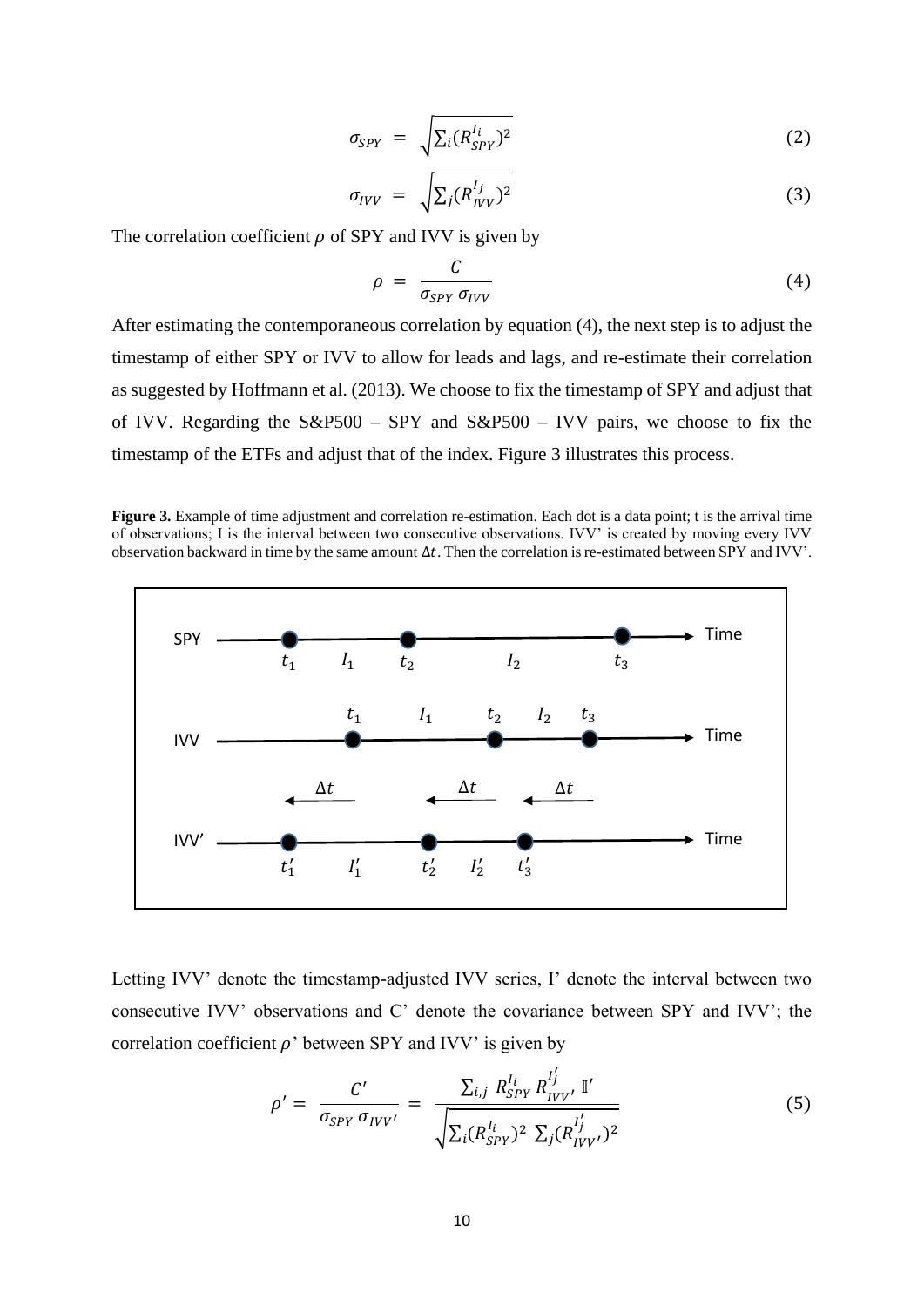$$\sigma_{SPY} = \sqrt{\sum_i (R_{SPY}^{I_i})^2} \tag{2}$$

$$\sigma_{IVV} = \sqrt{\sum_j (R_{IVV}^{I_j})^2} \tag{3}$$

The correlation coefficient $\rho$ of SPY and IVV is given by

$$\rho = \frac{C}{\sigma_{SPY}\,\sigma_{IVV}} \tag{4}$$

After estimating the contemporaneous correlation by equation (4), the next step is to adjust the timestamp of either SPY or IVV to allow for leads and lags, and re-estimate their correlation as suggested by Hoffmann et al. (2013). We choose to fix the timestamp of SPY and adjust that of IVV. Regarding the S&P500 – SPY and S&P500 – IVV pairs, we choose to fix the timestamp of the ETFs and adjust that of the index. Figure 3 illustrates this process.

**Figure 3.** Example of time adjustment and correlation re-estimation. Each dot is a data point; t is the arrival time of observations; I is the interval between two consecutive observations. IVV' is created by moving every IVV observation backward in time by the same amount $\Delta t$. Then the correlation is re-estimated between SPY and IVV'.

Letting IVV' denote the timestamp-adjusted IVV series, I' denote the interval between two consecutive IVV' observations and C' denote the covariance between SPY and IVV'; the correlation coefficient $\rho$' between SPY and IVV' is given by

$$\rho' = \frac{C'}{\sigma_{SPY}\,\sigma_{IVV'}} = \frac{\sum_{i,j} R_{SPY}^{I_i}\, R_{IVV'}^{I'_j}\, \mathbb{I}'}{\sqrt{\sum_i (R_{SPY}^{I_i})^2\, \sum_j (R_{IVV'}^{I'_j})^2}} \tag{5}$$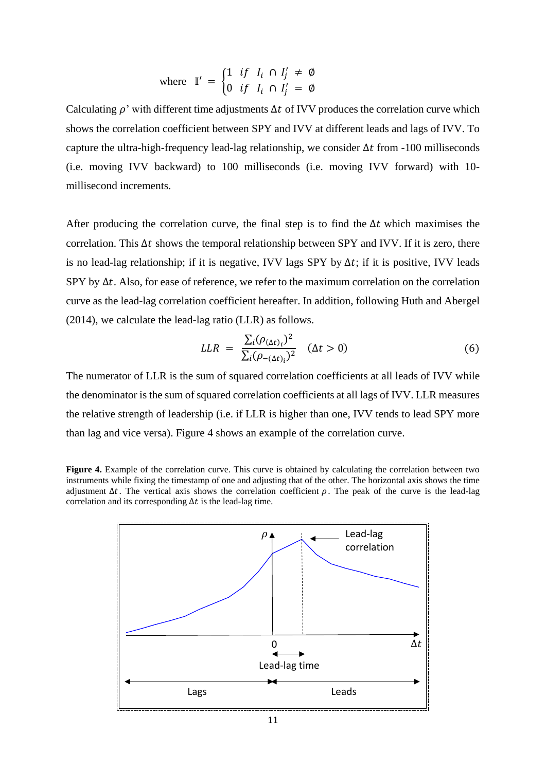$$\text{where } \mathbb{I}' = \begin{cases} 1 & if \;\; I_i \cap I_j' \neq \emptyset \\ 0 & if \;\; I_i \cap I_j' = \emptyset \end{cases}$$

Calculating $\rho$' with different time adjustments $\Delta t$ of IVV produces the correlation curve which shows the correlation coefficient between SPY and IVV at different leads and lags of IVV. To capture the ultra-high-frequency lead-lag relationship, we consider $\Delta t$ from -100 milliseconds (i.e. moving IVV backward) to 100 milliseconds (i.e. moving IVV forward) with 10-millisecond increments.

After producing the correlation curve, the final step is to find the $\Delta t$ which maximises the correlation. This $\Delta t$ shows the temporal relationship between SPY and IVV. If it is zero, there is no lead-lag relationship; if it is negative, IVV lags SPY by $\Delta t$; if it is positive, IVV leads SPY by $\Delta t$. Also, for ease of reference, we refer to the maximum correlation on the correlation curve as the lead-lag correlation coefficient hereafter. In addition, following Huth and Abergel (2014), we calculate the lead-lag ratio (LLR) as follows.

$$LLR \;=\; \frac{\sum_i (\rho_{(\Delta t)_i})^2}{\sum_i (\rho_{-(\Delta t)_i})^2} \quad (\Delta t > 0) \tag{6}$$

The numerator of LLR is the sum of squared correlation coefficients at all leads of IVV while the denominator is the sum of squared correlation coefficients at all lags of IVV. LLR measures the relative strength of leadership (i.e. if LLR is higher than one, IVV tends to lead SPY more than lag and vice versa). Figure 4 shows an example of the correlation curve.

**Figure 4.** Example of the correlation curve. This curve is obtained by calculating the correlation between two instruments while fixing the timestamp of one and adjusting that of the other. The horizontal axis shows the time adjustment $\Delta t$. The vertical axis shows the correlation coefficient $\rho$. The peak of the curve is the lead-lag correlation and its corresponding $\Delta t$ is the lead-lag time.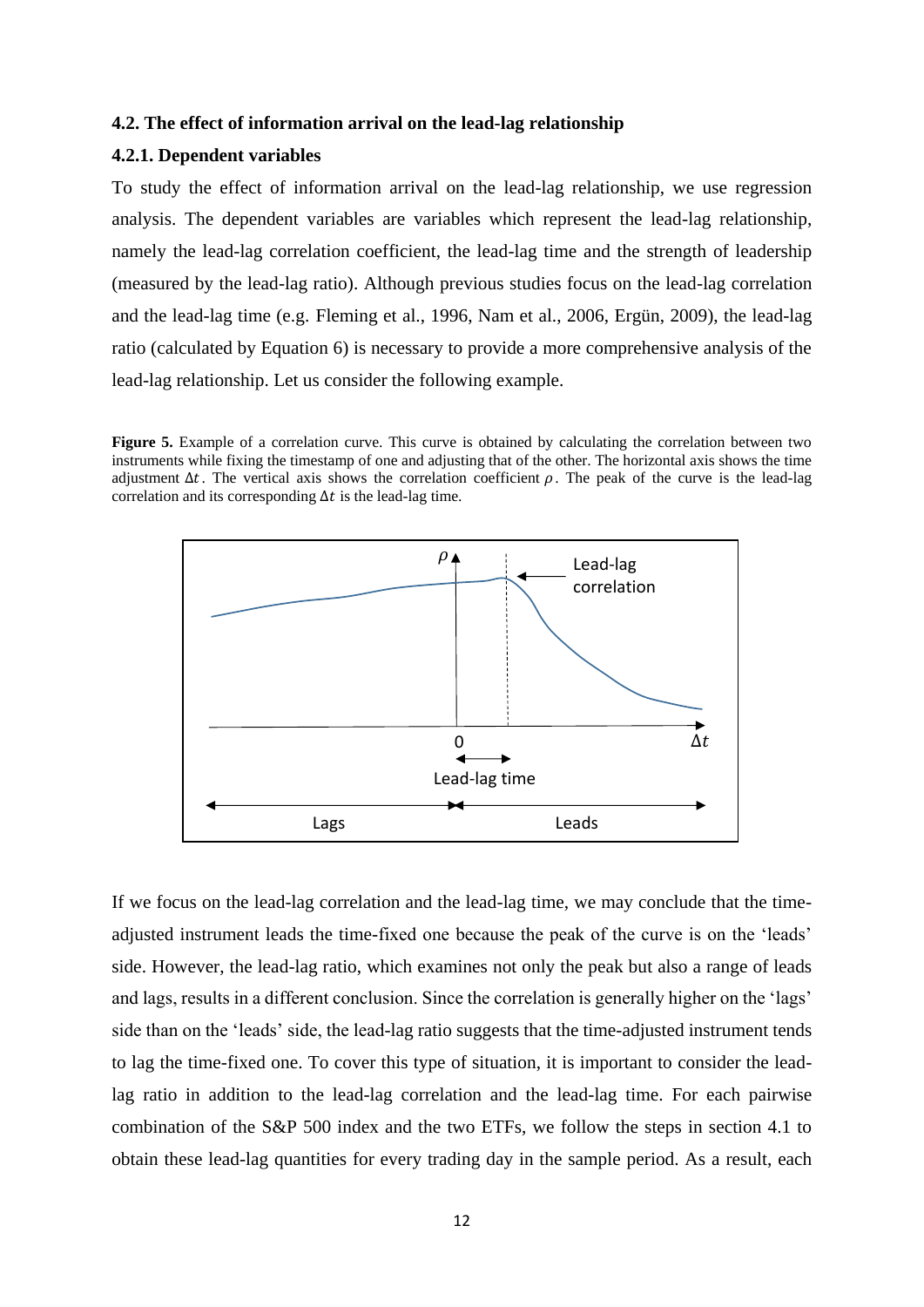### 4.2. The effect of information arrival on the lead-lag relationship

#### 4.2.1. Dependent variables

To study the effect of information arrival on the lead-lag relationship, we use regression analysis. The dependent variables are variables which represent the lead-lag relationship, namely the lead-lag correlation coefficient, the lead-lag time and the strength of leadership (measured by the lead-lag ratio). Although previous studies focus on the lead-lag correlation and the lead-lag time (e.g. Fleming et al., 1996, Nam et al., 2006, Ergün, 2009), the lead-lag ratio (calculated by Equation 6) is necessary to provide a more comprehensive analysis of the lead-lag relationship. Let us consider the following example.

**Figure 5.** Example of a correlation curve. This curve is obtained by calculating the correlation between two instruments while fixing the timestamp of one and adjusting that of the other. The horizontal axis shows the time adjustment $\Delta t$. The vertical axis shows the correlation coefficient $\rho$. The peak of the curve is the lead-lag correlation and its corresponding $\Delta t$ is the lead-lag time.

If we focus on the lead-lag correlation and the lead-lag time, we may conclude that the time-adjusted instrument leads the time-fixed one because the peak of the curve is on the 'leads' side. However, the lead-lag ratio, which examines not only the peak but also a range of leads and lags, results in a different conclusion. Since the correlation is generally higher on the 'lags' side than on the 'leads' side, the lead-lag ratio suggests that the time-adjusted instrument tends to lag the time-fixed one. To cover this type of situation, it is important to consider the lead-lag ratio in addition to the lead-lag correlation and the lead-lag time. For each pairwise combination of the S&P 500 index and the two ETFs, we follow the steps in section 4.1 to obtain these lead-lag quantities for every trading day in the sample period. As a result, each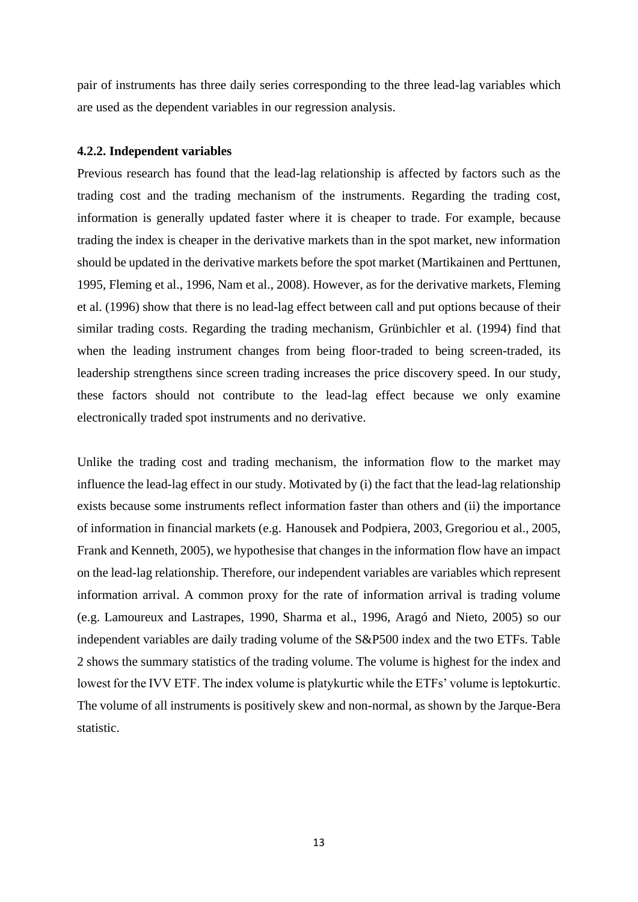pair of instruments has three daily series corresponding to the three lead-lag variables which are used as the dependent variables in our regression analysis.

#### 4.2.2. Independent variables

Previous research has found that the lead-lag relationship is affected by factors such as the trading cost and the trading mechanism of the instruments. Regarding the trading cost, information is generally updated faster where it is cheaper to trade. For example, because trading the index is cheaper in the derivative markets than in the spot market, new information should be updated in the derivative markets before the spot market (Martikainen and Perttunen, 1995, Fleming et al., 1996, Nam et al., 2008). However, as for the derivative markets, Fleming et al. (1996) show that there is no lead-lag effect between call and put options because of their similar trading costs. Regarding the trading mechanism, Grünbichler et al. (1994) find that when the leading instrument changes from being floor-traded to being screen-traded, its leadership strengthens since screen trading increases the price discovery speed. In our study, these factors should not contribute to the lead-lag effect because we only examine electronically traded spot instruments and no derivative.

Unlike the trading cost and trading mechanism, the information flow to the market may influence the lead-lag effect in our study. Motivated by (i) the fact that the lead-lag relationship exists because some instruments reflect information faster than others and (ii) the importance of information in financial markets (e.g. Hanousek and Podpiera, 2003, Gregoriou et al., 2005, Frank and Kenneth, 2005), we hypothesise that changes in the information flow have an impact on the lead-lag relationship. Therefore, our independent variables are variables which represent information arrival. A common proxy for the rate of information arrival is trading volume (e.g. Lamoureux and Lastrapes, 1990, Sharma et al., 1996, Aragó and Nieto, 2005) so our independent variables are daily trading volume of the S&P500 index and the two ETFs. Table 2 shows the summary statistics of the trading volume. The volume is highest for the index and lowest for the IVV ETF. The index volume is platykurtic while the ETFs' volume is leptokurtic. The volume of all instruments is positively skew and non-normal, as shown by the Jarque-Bera statistic.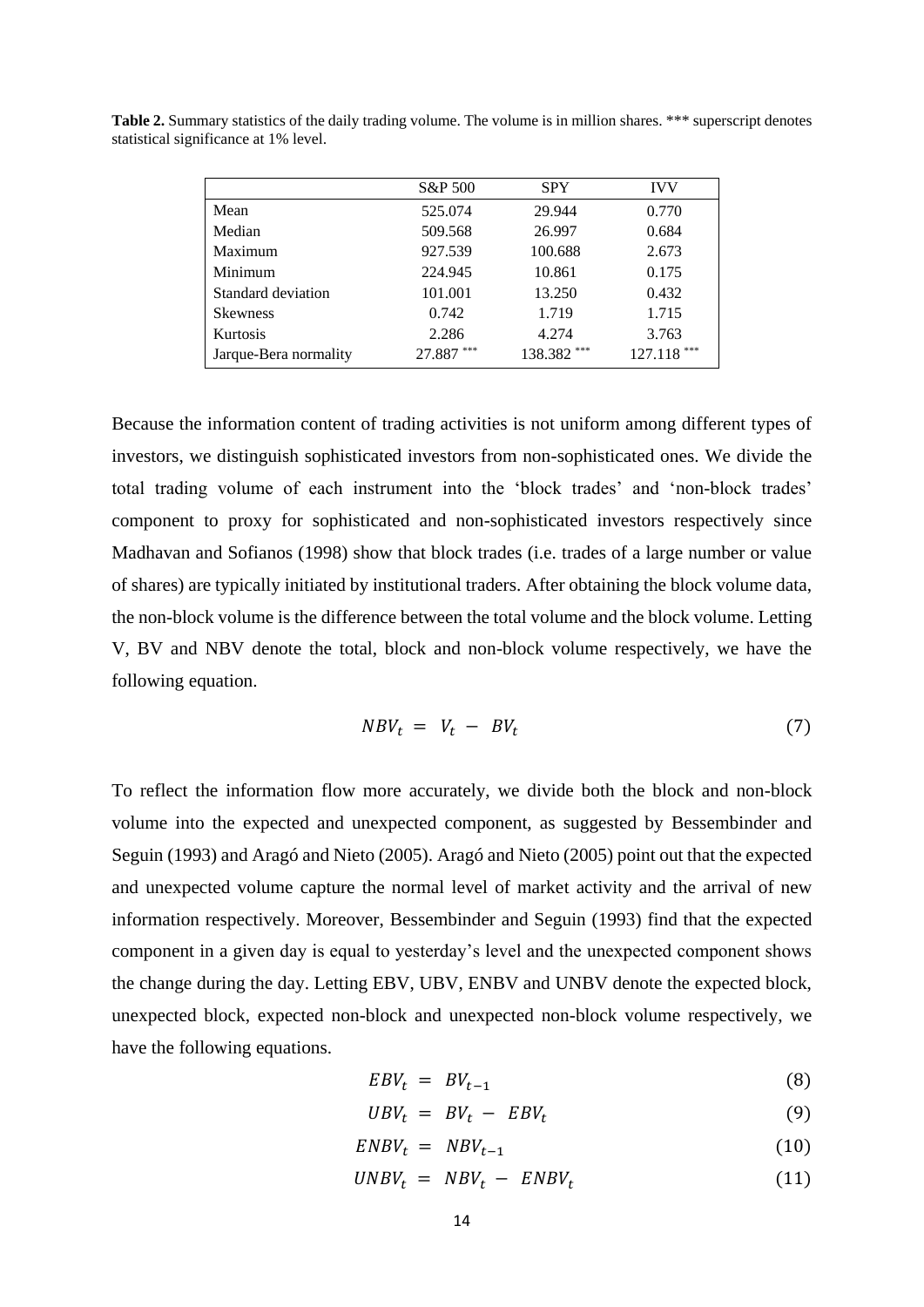**Table 2.** Summary statistics of the daily trading volume. The volume is in million shares. *** superscript denotes statistical significance at 1% level.

| | S&P 500 | SPY | IVV |
|---|---|---|---|
| Mean | 525.074 | 29.944 | 0.770 |
| Median | 509.568 | 26.997 | 0.684 |
| Maximum | 927.539 | 100.688 | 2.673 |
| Minimum | 224.945 | 10.861 | 0.175 |
| Standard deviation | 101.001 | 13.250 | 0.432 |
| Skewness | 0.742 | 1.719 | 1.715 |
| Kurtosis | 2.286 | 4.274 | 3.763 |
| Jarque-Bera normality | 27.887 *** | 138.382 *** | 127.118 *** |

Because the information content of trading activities is not uniform among different types of investors, we distinguish sophisticated investors from non-sophisticated ones. We divide the total trading volume of each instrument into the 'block trades' and 'non-block trades' component to proxy for sophisticated and non-sophisticated investors respectively since Madhavan and Sofianos (1998) show that block trades (i.e. trades of a large number or value of shares) are typically initiated by institutional traders. After obtaining the block volume data, the non-block volume is the difference between the total volume and the block volume. Letting V, BV and NBV denote the total, block and non-block volume respectively, we have the following equation.

$$NBV_t = V_t - BV_t \tag{7}$$

To reflect the information flow more accurately, we divide both the block and non-block volume into the expected and unexpected component, as suggested by Bessembinder and Seguin (1993) and Aragó and Nieto (2005). Aragó and Nieto (2005) point out that the expected and unexpected volume capture the normal level of market activity and the arrival of new information respectively. Moreover, Bessembinder and Seguin (1993) find that the expected component in a given day is equal to yesterday's level and the unexpected component shows the change during the day. Letting EBV, UBV, ENBV and UNBV denote the expected block, unexpected block, expected non-block and unexpected non-block volume respectively, we have the following equations.

$$EBV_t = BV_{t-1} \tag{8}$$

$$UBV_t = BV_t - EBV_t \tag{9}$$

$$ENBV_t = NBV_{t-1} \tag{10}$$

$$UNBV_t = NBV_t - ENBV_t \tag{11}$$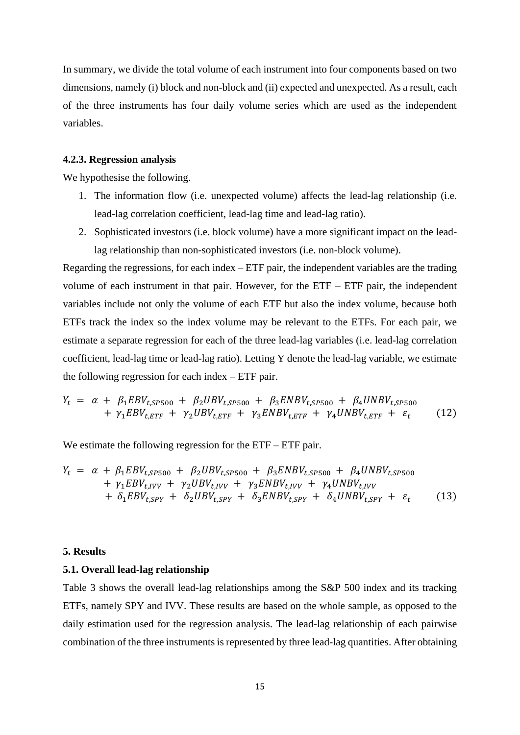In summary, we divide the total volume of each instrument into four components based on two dimensions, namely (i) block and non-block and (ii) expected and unexpected. As a result, each of the three instruments has four daily volume series which are used as the independent variables.

#### 4.2.3. Regression analysis

We hypothesise the following.

1. The information flow (i.e. unexpected volume) affects the lead-lag relationship (i.e. lead-lag correlation coefficient, lead-lag time and lead-lag ratio).
2. Sophisticated investors (i.e. block volume) have a more significant impact on the lead-lag relationship than non-sophisticated investors (i.e. non-block volume).

Regarding the regressions, for each index – ETF pair, the independent variables are the trading volume of each instrument in that pair. However, for the ETF – ETF pair, the independent variables include not only the volume of each ETF but also the index volume, because both ETFs track the index so the index volume may be relevant to the ETFs. For each pair, we estimate a separate regression for each of the three lead-lag variables (i.e. lead-lag correlation coefficient, lead-lag time or lead-lag ratio). Letting Y denote the lead-lag variable, we estimate the following regression for each index – ETF pair.

$$
\begin{aligned}
Y_t \; = \; \alpha \; + \; \beta_1 EBV_{t,SP500} \; + \; \beta_2 UBV_{t,SP500} \; + \; \beta_3 ENBV_{t,SP500} \; + \; \beta_4 UNBV_{t,SP500} \\
+ \; \gamma_1 EBV_{t,ETF} \; + \; \gamma_2 UBV_{t,ETF} \; + \; \gamma_3 ENBV_{t,ETF} \; + \; \gamma_4 UNBV_{t,ETF} \; + \; \varepsilon_t \qquad (12)
\end{aligned}
$$

We estimate the following regression for the ETF – ETF pair.

$$
\begin{aligned}
Y_t \; = \; \alpha \; + \; \beta_1 EBV_{t,SP500} \; + \; \beta_2 UBV_{t,SP500} \; + \; \beta_3 ENBV_{t,SP500} \; + \; \beta_4 UNBV_{t,SP500} \\
+ \; \gamma_1 EBV_{t,IVV} \; + \; \gamma_2 UBV_{t,IVV} \; + \; \gamma_3 ENBV_{t,IVV} \; + \; \gamma_4 UNBV_{t,IVV} \\
+ \; \delta_1 EBV_{t,SPY} \; + \; \delta_2 UBV_{t,SPY} \; + \; \delta_3 ENBV_{t,SPY} \; + \; \delta_4 UNBV_{t,SPY} \; + \; \varepsilon_t \qquad (13)
\end{aligned}
$$

## 5. Results

### 5.1. Overall lead-lag relationship

Table 3 shows the overall lead-lag relationships among the S&P 500 index and its tracking ETFs, namely SPY and IVV. These results are based on the whole sample, as opposed to the daily estimation used for the regression analysis. The lead-lag relationship of each pairwise combination of the three instruments is represented by three lead-lag quantities. After obtaining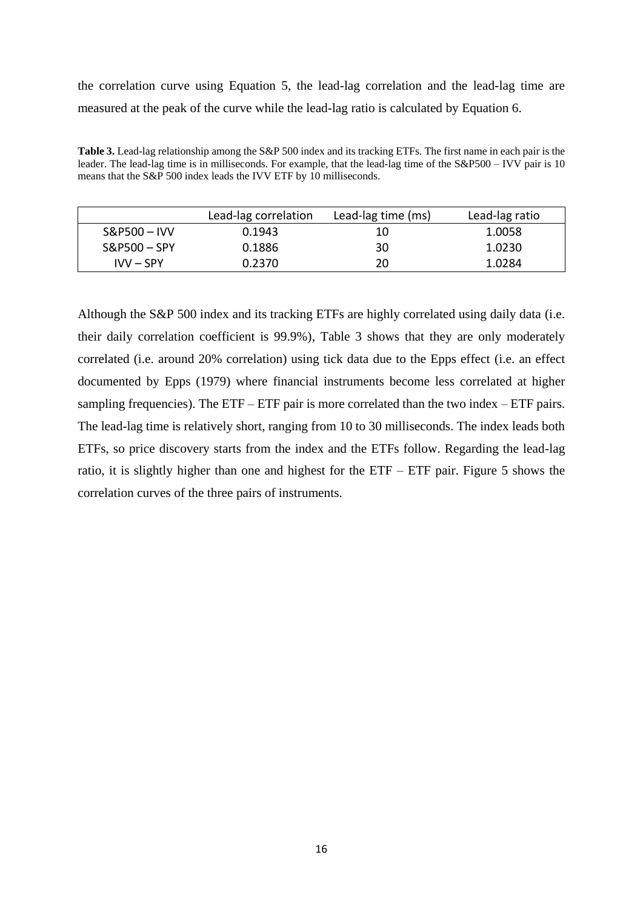the correlation curve using Equation 5, the lead-lag correlation and the lead-lag time are measured at the peak of the curve while the lead-lag ratio is calculated by Equation 6.

**Table 3.** Lead-lag relationship among the S&P 500 index and its tracking ETFs. The first name in each pair is the leader. The lead-lag time is in milliseconds. For example, that the lead-lag time of the S&P500 – IVV pair is 10 means that the S&P 500 index leads the IVV ETF by 10 milliseconds.

| | Lead-lag correlation | Lead-lag time (ms) | Lead-lag ratio |
|---|---|---|---|
| S&P500 – IVV | 0.1943 | 10 | 1.0058 |
| S&P500 – SPY | 0.1886 | 30 | 1.0230 |
| IVV – SPY | 0.2370 | 20 | 1.0284 |

Although the S&P 500 index and its tracking ETFs are highly correlated using daily data (i.e. their daily correlation coefficient is 99.9%), Table 3 shows that they are only moderately correlated (i.e. around 20% correlation) using tick data due to the Epps effect (i.e. an effect documented by Epps (1979) where financial instruments become less correlated at higher sampling frequencies). The ETF – ETF pair is more correlated than the two index – ETF pairs. The lead-lag time is relatively short, ranging from 10 to 30 milliseconds. The index leads both ETFs, so price discovery starts from the index and the ETFs follow. Regarding the lead-lag ratio, it is slightly higher than one and highest for the ETF – ETF pair. Figure 5 shows the correlation curves of the three pairs of instruments.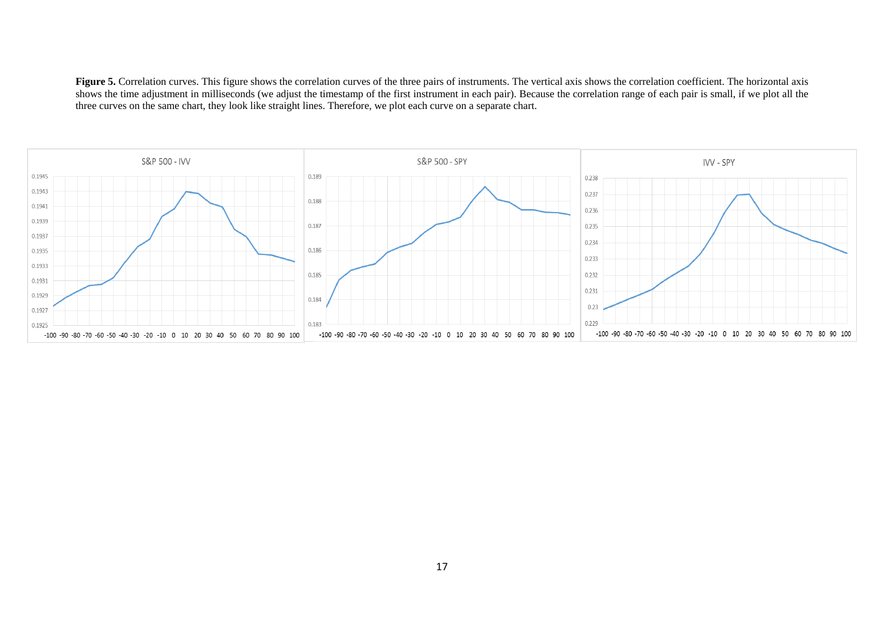**Figure 5.** Correlation curves. This figure shows the correlation curves of the three pairs of instruments. The vertical axis shows the correlation coefficient. The horizontal axis shows the time adjustment in milliseconds (we adjust the timestamp of the first instrument in each pair). Because the correlation range of each pair is small, if we plot all the three curves on the same chart, they look like straight lines. Therefore, we plot each curve on a separate chart.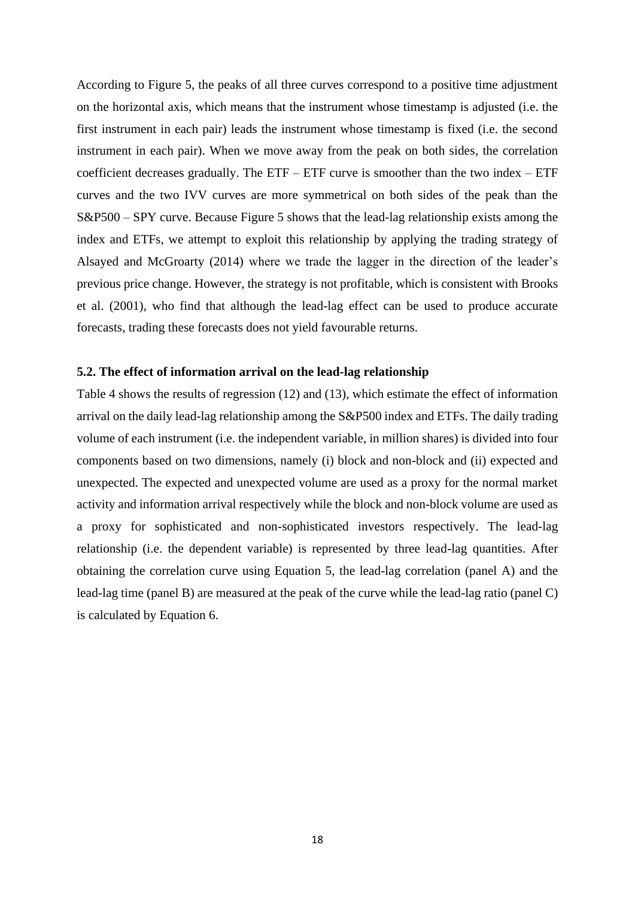According to Figure 5, the peaks of all three curves correspond to a positive time adjustment on the horizontal axis, which means that the instrument whose timestamp is adjusted (i.e. the first instrument in each pair) leads the instrument whose timestamp is fixed (i.e. the second instrument in each pair). When we move away from the peak on both sides, the correlation coefficient decreases gradually. The ETF – ETF curve is smoother than the two index – ETF curves and the two IVV curves are more symmetrical on both sides of the peak than the S&P500 – SPY curve. Because Figure 5 shows that the lead-lag relationship exists among the index and ETFs, we attempt to exploit this relationship by applying the trading strategy of Alsayed and McGroarty (2014) where we trade the lagger in the direction of the leader's previous price change. However, the strategy is not profitable, which is consistent with Brooks et al. (2001), who find that although the lead-lag effect can be used to produce accurate forecasts, trading these forecasts does not yield favourable returns.

### 5.2. The effect of information arrival on the lead-lag relationship

Table 4 shows the results of regression (12) and (13), which estimate the effect of information arrival on the daily lead-lag relationship among the S&P500 index and ETFs. The daily trading volume of each instrument (i.e. the independent variable, in million shares) is divided into four components based on two dimensions, namely (i) block and non-block and (ii) expected and unexpected. The expected and unexpected volume are used as a proxy for the normal market activity and information arrival respectively while the block and non-block volume are used as a proxy for sophisticated and non-sophisticated investors respectively. The lead-lag relationship (i.e. the dependent variable) is represented by three lead-lag quantities. After obtaining the correlation curve using Equation 5, the lead-lag correlation (panel A) and the lead-lag time (panel B) are measured at the peak of the curve while the lead-lag ratio (panel C) is calculated by Equation 6.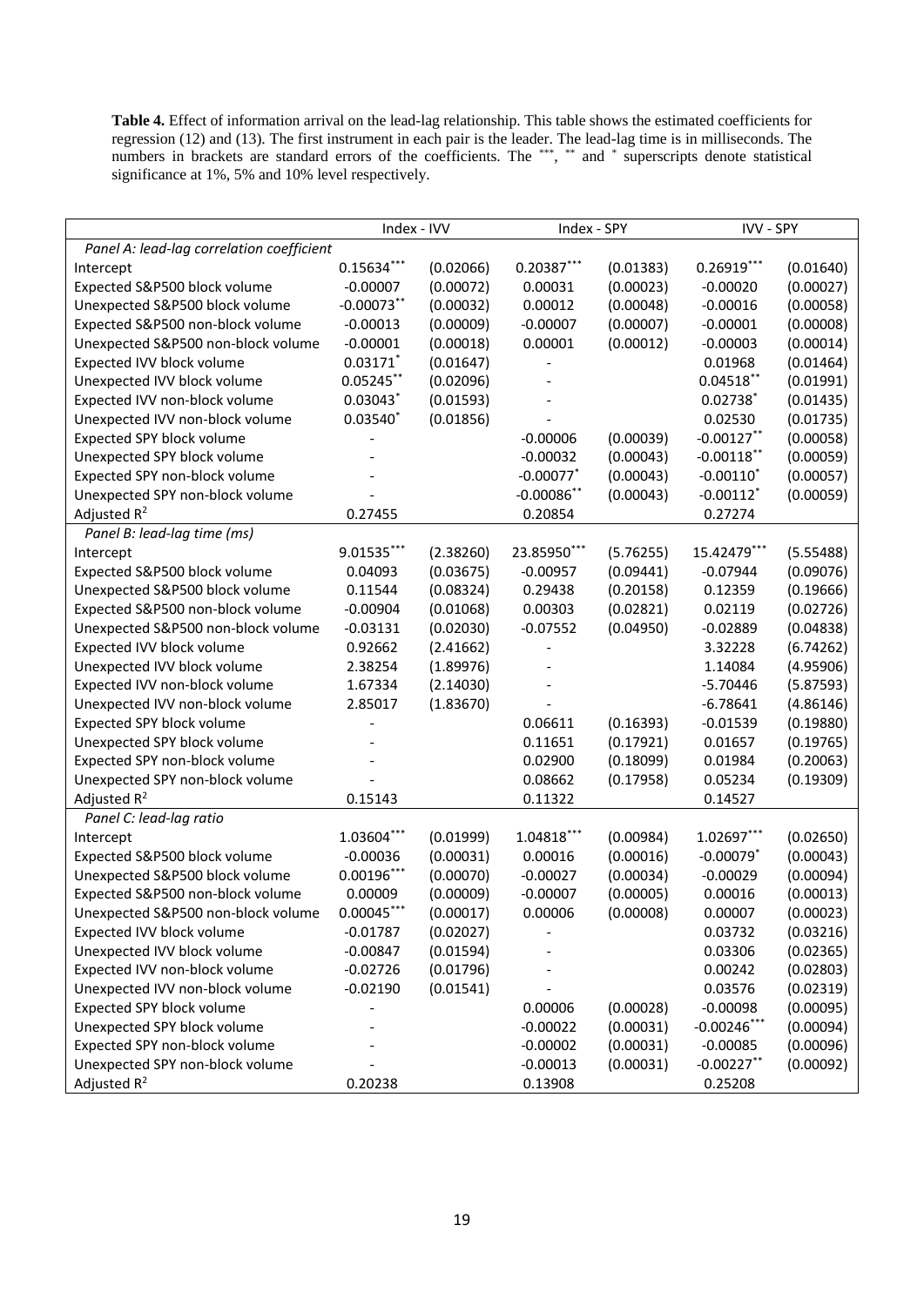**Table 4.** Effect of information arrival on the lead-lag relationship. This table shows the estimated coefficients for regression (12) and (13). The first instrument in each pair is the leader. The lead-lag time is in milliseconds. The numbers in brackets are standard errors of the coefficients. The $^{***}$, $^{**}$ and $^{*}$ superscripts denote statistical significance at 1%, 5% and 10% level respectively.

| | Index - IVV | | Index - SPY | | IVV - SPY | |
|---|---|---|---|---|---|---|
| *Panel A: lead-lag correlation coefficient* | | | | | | |
| Intercept | $0.15634^{***}$ | (0.02066) | $0.20387^{***}$ | (0.01383) | $0.26919^{***}$ | (0.01640) |
| Expected S&P500 block volume | -0.00007 | (0.00072) | 0.00031 | (0.00023) | -0.00020 | (0.00027) |
| Unexpected S&P500 block volume | $-0.00073^{**}$ | (0.00032) | 0.00012 | (0.00048) | -0.00016 | (0.00058) |
| Expected S&P500 non-block volume | -0.00013 | (0.00009) | -0.00007 | (0.00007) | -0.00001 | (0.00008) |
| Unexpected S&P500 non-block volume | -0.00001 | (0.00018) | 0.00001 | (0.00012) | -0.00003 | (0.00014) |
| Expected IVV block volume | $0.03171^{*}$ | (0.01647) | - | | 0.01968 | (0.01464) |
| Unexpected IVV block volume | $0.05245^{**}$ | (0.02096) | - | | $0.04518^{**}$ | (0.01991) |
| Expected IVV non-block volume | $0.03043^{*}$ | (0.01593) | - | | $0.02738^{*}$ | (0.01435) |
| Unexpected IVV non-block volume | $0.03540^{*}$ | (0.01856) | - | | 0.02530 | (0.01735) |
| Expected SPY block volume | - | | -0.00006 | (0.00039) | $-0.00127^{**}$ | (0.00058) |
| Unexpected SPY block volume | - | | -0.00032 | (0.00043) | $-0.00118^{**}$ | (0.00059) |
| Expected SPY non-block volume | - | | $-0.00077^{*}$ | (0.00043) | $-0.00110^{*}$ | (0.00057) |
| Unexpected SPY non-block volume | - | | $-0.00086^{**}$ | (0.00043) | $-0.00112^{*}$ | (0.00059) |
| Adjusted $R^2$ | 0.27455 | | 0.20854 | | 0.27274 | |
| *Panel B: lead-lag time (ms)* | | | | | | |
| Intercept | $9.01535^{***}$ | (2.38260) | $23.85950^{***}$ | (5.76255) | $15.42479^{***}$ | (5.55488) |
| Expected S&P500 block volume | 0.04093 | (0.03675) | -0.00957 | (0.09441) | -0.07944 | (0.09076) |
| Unexpected S&P500 block volume | 0.11544 | (0.08324) | 0.29438 | (0.20158) | 0.12359 | (0.19666) |
| Expected S&P500 non-block volume | -0.00904 | (0.01068) | 0.00303 | (0.02821) | 0.02119 | (0.02726) |
| Unexpected S&P500 non-block volume | -0.03131 | (0.02030) | -0.07552 | (0.04950) | -0.02889 | (0.04838) |
| Expected IVV block volume | 0.92662 | (2.41662) | - | | 3.32228 | (6.74262) |
| Unexpected IVV block volume | 2.38254 | (1.89976) | - | | 1.14084 | (4.95906) |
| Expected IVV non-block volume | 1.67334 | (2.14030) | - | | -5.70446 | (5.87593) |
| Unexpected IVV non-block volume | 2.85017 | (1.83670) | - | | -6.78641 | (4.86146) |
| Expected SPY block volume | - | | 0.06611 | (0.16393) | -0.01539 | (0.19880) |
| Unexpected SPY block volume | - | | 0.11651 | (0.17921) | 0.01657 | (0.19765) |
| Expected SPY non-block volume | - | | 0.02900 | (0.18099) | 0.01984 | (0.20063) |
| Unexpected SPY non-block volume | - | | 0.08662 | (0.17958) | 0.05234 | (0.19309) |
| Adjusted $R^2$ | 0.15143 | | 0.11322 | | 0.14527 | |
| *Panel C: lead-lag ratio* | | | | | | |
| Intercept | $1.03604^{***}$ | (0.01999) | $1.04818^{***}$ | (0.00984) | $1.02697^{***}$ | (0.02650) |
| Expected S&P500 block volume | -0.00036 | (0.00031) | 0.00016 | (0.00016) | $-0.00079^{*}$ | (0.00043) |
| Unexpected S&P500 block volume | $0.00196^{***}$ | (0.00070) | -0.00027 | (0.00034) | -0.00029 | (0.00094) |
| Expected S&P500 non-block volume | 0.00009 | (0.00009) | -0.00007 | (0.00005) | 0.00016 | (0.00013) |
| Unexpected S&P500 non-block volume | $0.00045^{***}$ | (0.00017) | 0.00006 | (0.00008) | 0.00007 | (0.00023) |
| Expected IVV block volume | -0.01787 | (0.02027) | - | | 0.03732 | (0.03216) |
| Unexpected IVV block volume | -0.00847 | (0.01594) | - | | 0.03306 | (0.02365) |
| Expected IVV non-block volume | -0.02726 | (0.01796) | - | | 0.00242 | (0.02803) |
| Unexpected IVV non-block volume | -0.02190 | (0.01541) | - | | 0.03576 | (0.02319) |
| Expected SPY block volume | - | | 0.00006 | (0.00028) | -0.00098 | (0.00095) |
| Unexpected SPY block volume | - | | -0.00022 | (0.00031) | $-0.00246^{***}$ | (0.00094) |
| Expected SPY non-block volume | - | | -0.00002 | (0.00031) | -0.00085 | (0.00096) |
| Unexpected SPY non-block volume | - | | -0.00013 | (0.00031) | $-0.00227^{**}$ | (0.00092) |
| Adjusted $R^2$ | 0.20238 | | 0.13908 | | 0.25208 | |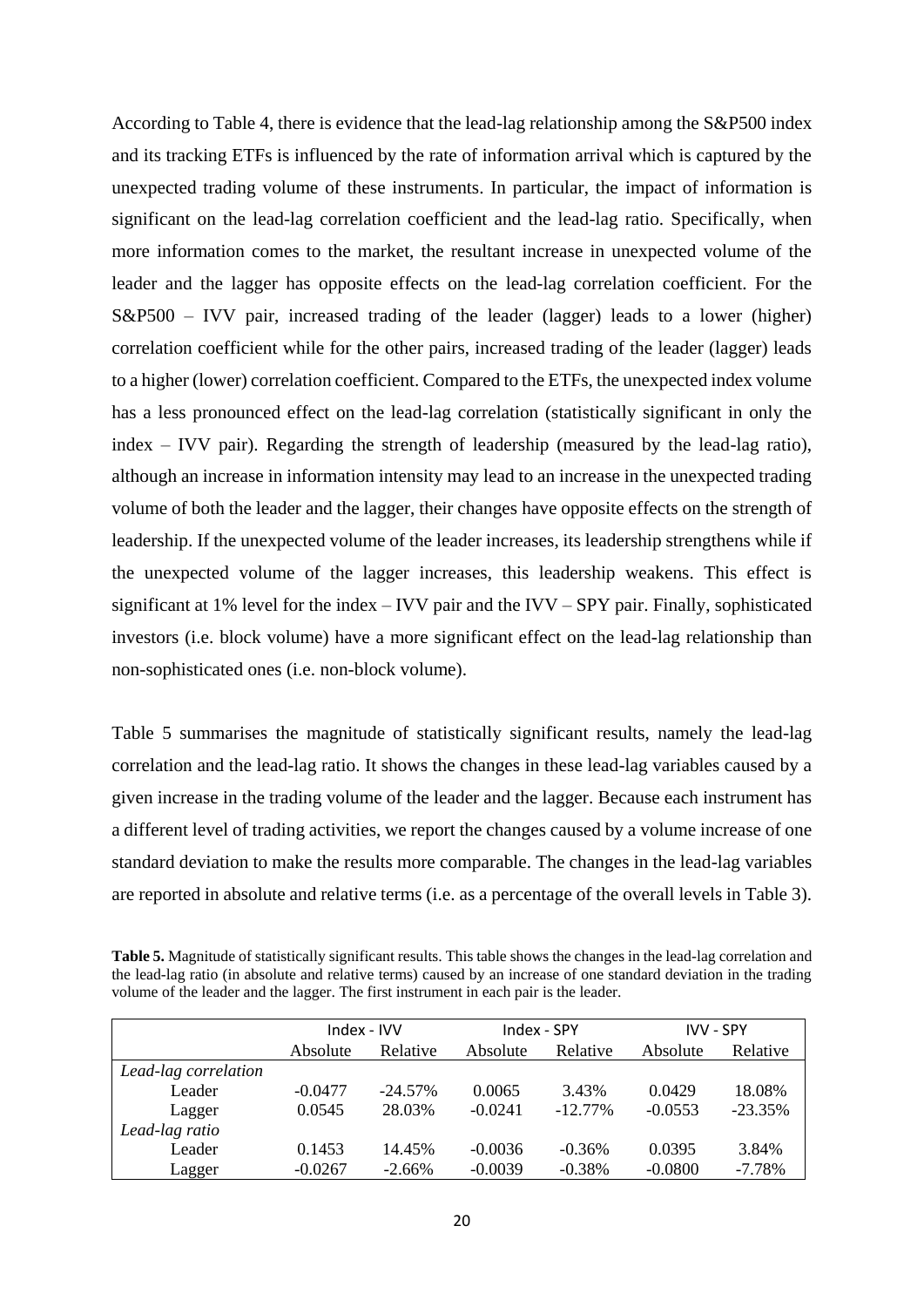According to Table 4, there is evidence that the lead-lag relationship among the S&P500 index and its tracking ETFs is influenced by the rate of information arrival which is captured by the unexpected trading volume of these instruments. In particular, the impact of information is significant on the lead-lag correlation coefficient and the lead-lag ratio. Specifically, when more information comes to the market, the resultant increase in unexpected volume of the leader and the lagger has opposite effects on the lead-lag correlation coefficient. For the S&P500 – IVV pair, increased trading of the leader (lagger) leads to a lower (higher) correlation coefficient while for the other pairs, increased trading of the leader (lagger) leads to a higher (lower) correlation coefficient. Compared to the ETFs, the unexpected index volume has a less pronounced effect on the lead-lag correlation (statistically significant in only the index – IVV pair). Regarding the strength of leadership (measured by the lead-lag ratio), although an increase in information intensity may lead to an increase in the unexpected trading volume of both the leader and the lagger, their changes have opposite effects on the strength of leadership. If the unexpected volume of the leader increases, its leadership strengthens while if the unexpected volume of the lagger increases, this leadership weakens. This effect is significant at 1% level for the index – IVV pair and the IVV – SPY pair. Finally, sophisticated investors (i.e. block volume) have a more significant effect on the lead-lag relationship than non-sophisticated ones (i.e. non-block volume).

Table 5 summarises the magnitude of statistically significant results, namely the lead-lag correlation and the lead-lag ratio. It shows the changes in these lead-lag variables caused by a given increase in the trading volume of the leader and the lagger. Because each instrument has a different level of trading activities, we report the changes caused by a volume increase of one standard deviation to make the results more comparable. The changes in the lead-lag variables are reported in absolute and relative terms (i.e. as a percentage of the overall levels in Table 3).

**Table 5.** Magnitude of statistically significant results. This table shows the changes in the lead-lag correlation and the lead-lag ratio (in absolute and relative terms) caused by an increase of one standard deviation in the trading volume of the leader and the lagger. The first instrument in each pair is the leader.

| | Index - IVV | | Index - SPY | | IVV - SPY | |
|---|---|---|---|---|---|---|
| | Absolute | Relative | Absolute | Relative | Absolute | Relative |
| *Lead-lag correlation* | | | | | | |
| Leader | -0.0477 | -24.57% | 0.0065 | 3.43% | 0.0429 | 18.08% |
| Lagger | 0.0545 | 28.03% | -0.0241 | -12.77% | -0.0553 | -23.35% |
| *Lead-lag ratio* | | | | | | |
| Leader | 0.1453 | 14.45% | -0.0036 | -0.36% | 0.0395 | 3.84% |
| Lagger | -0.0267 | -2.66% | -0.0039 | -0.38% | -0.0800 | -7.78% |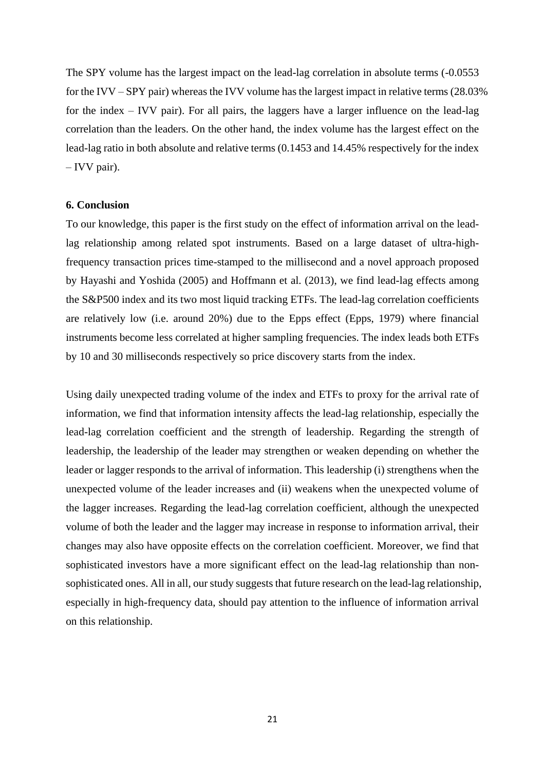The SPY volume has the largest impact on the lead-lag correlation in absolute terms (-0.0553 for the IVV – SPY pair) whereas the IVV volume has the largest impact in relative terms (28.03% for the index – IVV pair). For all pairs, the laggers have a larger influence on the lead-lag correlation than the leaders. On the other hand, the index volume has the largest effect on the lead-lag ratio in both absolute and relative terms (0.1453 and 14.45% respectively for the index – IVV pair).

## 6. Conclusion

To our knowledge, this paper is the first study on the effect of information arrival on the lead-lag relationship among related spot instruments. Based on a large dataset of ultra-high-frequency transaction prices time-stamped to the millisecond and a novel approach proposed by Hayashi and Yoshida (2005) and Hoffmann et al. (2013), we find lead-lag effects among the S&P500 index and its two most liquid tracking ETFs. The lead-lag correlation coefficients are relatively low (i.e. around 20%) due to the Epps effect (Epps, 1979) where financial instruments become less correlated at higher sampling frequencies. The index leads both ETFs by 10 and 30 milliseconds respectively so price discovery starts from the index.

Using daily unexpected trading volume of the index and ETFs to proxy for the arrival rate of information, we find that information intensity affects the lead-lag relationship, especially the lead-lag correlation coefficient and the strength of leadership. Regarding the strength of leadership, the leadership of the leader may strengthen or weaken depending on whether the leader or lagger responds to the arrival of information. This leadership (i) strengthens when the unexpected volume of the leader increases and (ii) weakens when the unexpected volume of the lagger increases. Regarding the lead-lag correlation coefficient, although the unexpected volume of both the leader and the lagger may increase in response to information arrival, their changes may also have opposite effects on the correlation coefficient. Moreover, we find that sophisticated investors have a more significant effect on the lead-lag relationship than non-sophisticated ones. All in all, our study suggests that future research on the lead-lag relationship, especially in high-frequency data, should pay attention to the influence of information arrival on this relationship.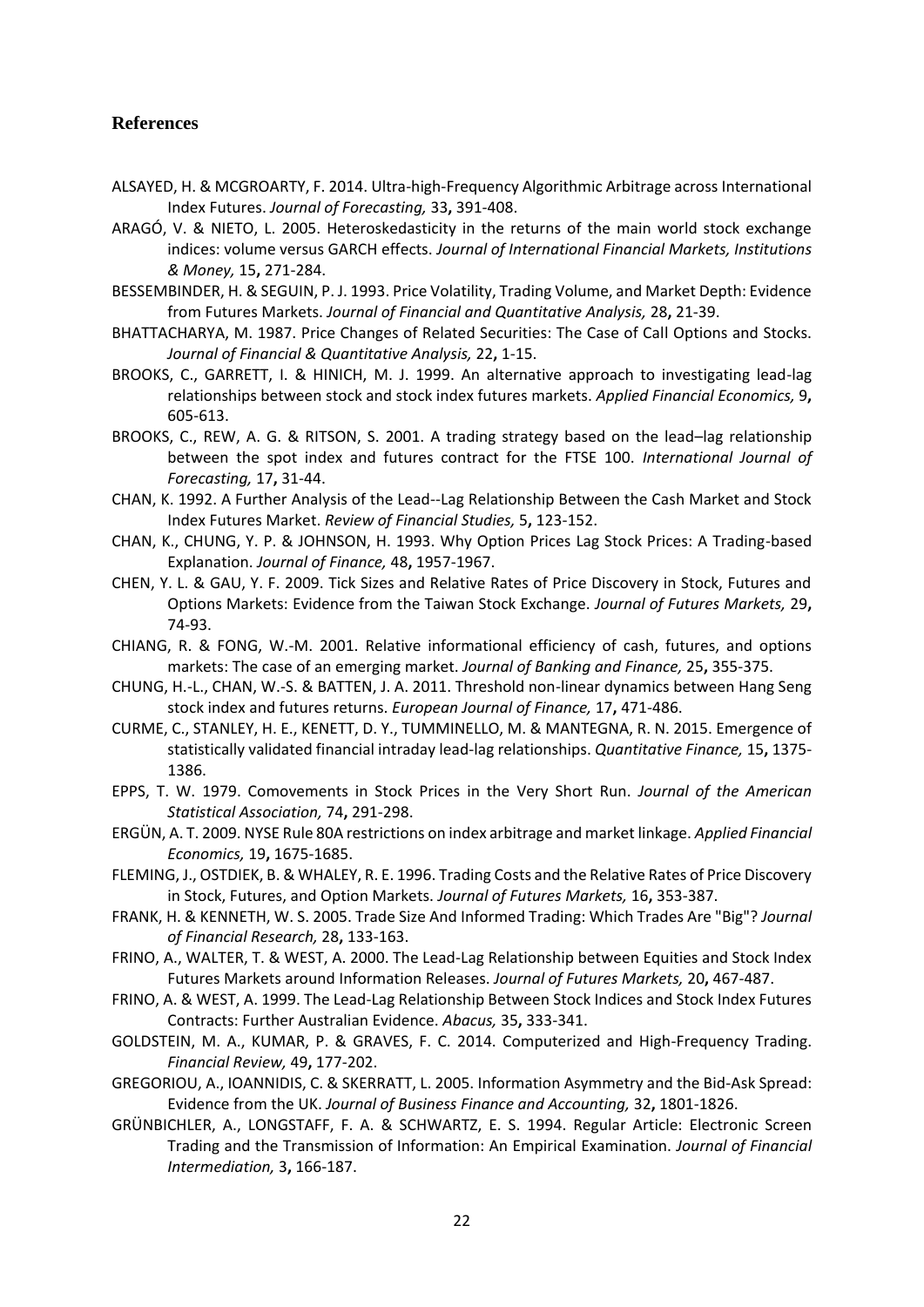## References

ALSAYED, H. & MCGROARTY, F. 2014. Ultra-high-Frequency Algorithmic Arbitrage across International Index Futures. *Journal of Forecasting,* 33**,** 391-408.

ARAGÓ, V. & NIETO, L. 2005. Heteroskedasticity in the returns of the main world stock exchange indices: volume versus GARCH effects. *Journal of International Financial Markets, Institutions & Money,* 15**,** 271-284.

BESSEMBINDER, H. & SEGUIN, P. J. 1993. Price Volatility, Trading Volume, and Market Depth: Evidence from Futures Markets. *Journal of Financial and Quantitative Analysis,* 28**,** 21-39.

BHATTACHARYA, M. 1987. Price Changes of Related Securities: The Case of Call Options and Stocks. *Journal of Financial & Quantitative Analysis,* 22**,** 1-15.

BROOKS, C., GARRETT, I. & HINICH, M. J. 1999. An alternative approach to investigating lead-lag relationships between stock and stock index futures markets. *Applied Financial Economics,* 9**,** 605-613.

BROOKS, C., REW, A. G. & RITSON, S. 2001. A trading strategy based on the lead–lag relationship between the spot index and futures contract for the FTSE 100. *International Journal of Forecasting,* 17**,** 31-44.

CHAN, K. 1992. A Further Analysis of the Lead--Lag Relationship Between the Cash Market and Stock Index Futures Market. *Review of Financial Studies,* 5**,** 123-152.

CHAN, K., CHUNG, Y. P. & JOHNSON, H. 1993. Why Option Prices Lag Stock Prices: A Trading-based Explanation. *Journal of Finance,* 48**,** 1957-1967.

CHEN, Y. L. & GAU, Y. F. 2009. Tick Sizes and Relative Rates of Price Discovery in Stock, Futures and Options Markets: Evidence from the Taiwan Stock Exchange. *Journal of Futures Markets,* 29**,** 74-93.

CHIANG, R. & FONG, W.-M. 2001. Relative informational efficiency of cash, futures, and options markets: The case of an emerging market. *Journal of Banking and Finance,* 25**,** 355-375.

CHUNG, H.-L., CHAN, W.-S. & BATTEN, J. A. 2011. Threshold non-linear dynamics between Hang Seng stock index and futures returns. *European Journal of Finance,* 17**,** 471-486.

CURME, C., STANLEY, H. E., KENETT, D. Y., TUMMINELLO, M. & MANTEGNA, R. N. 2015. Emergence of statistically validated financial intraday lead-lag relationships. *Quantitative Finance,* 15**,** 1375-1386.

EPPS, T. W. 1979. Comovements in Stock Prices in the Very Short Run. *Journal of the American Statistical Association,* 74**,** 291-298.

ERGÜN, A. T. 2009. NYSE Rule 80A restrictions on index arbitrage and market linkage. *Applied Financial Economics,* 19**,** 1675-1685.

FLEMING, J., OSTDIEK, B. & WHALEY, R. E. 1996. Trading Costs and the Relative Rates of Price Discovery in Stock, Futures, and Option Markets. *Journal of Futures Markets,* 16**,** 353-387.

FRANK, H. & KENNETH, W. S. 2005. Trade Size And Informed Trading: Which Trades Are "Big"? *Journal of Financial Research,* 28**,** 133-163.

FRINO, A., WALTER, T. & WEST, A. 2000. The Lead-Lag Relationship between Equities and Stock Index Futures Markets around Information Releases. *Journal of Futures Markets,* 20**,** 467-487.

FRINO, A. & WEST, A. 1999. The Lead-Lag Relationship Between Stock Indices and Stock Index Futures Contracts: Further Australian Evidence. *Abacus,* 35**,** 333-341.

GOLDSTEIN, M. A., KUMAR, P. & GRAVES, F. C. 2014. Computerized and High-Frequency Trading. *Financial Review,* 49**,** 177-202.

GREGORIOU, A., IOANNIDIS, C. & SKERRATT, L. 2005. Information Asymmetry and the Bid-Ask Spread: Evidence from the UK. *Journal of Business Finance and Accounting,* 32**,** 1801-1826.

GRÜNBICHLER, A., LONGSTAFF, F. A. & SCHWARTZ, E. S. 1994. Regular Article: Electronic Screen Trading and the Transmission of Information: An Empirical Examination. *Journal of Financial Intermediation,* 3**,** 166-187.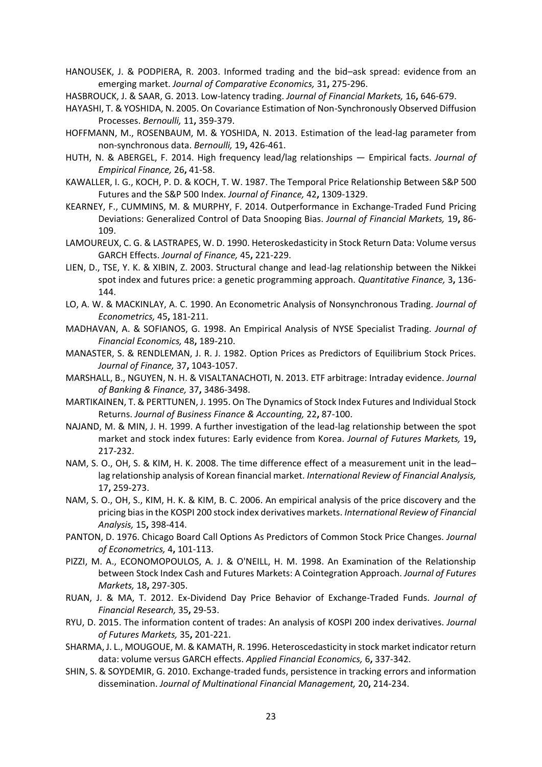HANOUSEK, J. & PODPIERA, R. 2003. Informed trading and the bid–ask spread: evidence from an emerging market. *Journal of Comparative Economics,* 31**,** 275-296.

HASBROUCK, J. & SAAR, G. 2013. Low-latency trading. *Journal of Financial Markets,* 16**,** 646-679.

HAYASHI, T. & YOSHIDA, N. 2005. On Covariance Estimation of Non-Synchronously Observed Diffusion Processes. *Bernoulli,* 11**,** 359-379.

HOFFMANN, M., ROSENBAUM, M. & YOSHIDA, N. 2013. Estimation of the lead-lag parameter from non-synchronous data. *Bernoulli,* 19**,** 426-461.

HUTH, N. & ABERGEL, F. 2014. High frequency lead/lag relationships — Empirical facts. *Journal of Empirical Finance,* 26**,** 41-58.

KAWALLER, I. G., KOCH, P. D. & KOCH, T. W. 1987. The Temporal Price Relationship Between S&P 500 Futures and the S&P 500 Index. *Journal of Finance,* 42**,** 1309-1329.

KEARNEY, F., CUMMINS, M. & MURPHY, F. 2014. Outperformance in Exchange-Traded Fund Pricing Deviations: Generalized Control of Data Snooping Bias. *Journal of Financial Markets,* 19**,** 86-109.

LAMOUREUX, C. G. & LASTRAPES, W. D. 1990. Heteroskedasticity in Stock Return Data: Volume versus GARCH Effects. *Journal of Finance,* 45**,** 221-229.

LIEN, D., TSE, Y. K. & XIBIN, Z. 2003. Structural change and lead-lag relationship between the Nikkei spot index and futures price: a genetic programming approach. *Quantitative Finance,* 3**,** 136-144.

LO, A. W. & MACKINLAY, A. C. 1990. An Econometric Analysis of Nonsynchronous Trading. *Journal of Econometrics,* 45**,** 181-211.

MADHAVAN, A. & SOFIANOS, G. 1998. An Empirical Analysis of NYSE Specialist Trading. *Journal of Financial Economics,* 48**,** 189-210.

MANASTER, S. & RENDLEMAN, J. R. J. 1982. Option Prices as Predictors of Equilibrium Stock Prices. *Journal of Finance,* 37**,** 1043-1057.

MARSHALL, B., NGUYEN, N. H. & VISALTANACHOTI, N. 2013. ETF arbitrage: Intraday evidence. *Journal of Banking & Finance,* 37**,** 3486-3498.

MARTIKAINEN, T. & PERTTUNEN, J. 1995. On The Dynamics of Stock Index Futures and Individual Stock Returns. *Journal of Business Finance & Accounting,* 22**,** 87-100.

NAJAND, M. & MIN, J. H. 1999. A further investigation of the lead-lag relationship between the spot market and stock index futures: Early evidence from Korea. *Journal of Futures Markets,* 19**,** 217-232.

NAM, S. O., OH, S. & KIM, H. K. 2008. The time difference effect of a measurement unit in the lead–lag relationship analysis of Korean financial market. *International Review of Financial Analysis,* 17**,** 259-273.

NAM, S. O., OH, S., KIM, H. K. & KIM, B. C. 2006. An empirical analysis of the price discovery and the pricing bias in the KOSPI 200 stock index derivatives markets. *International Review of Financial Analysis,* 15**,** 398-414.

PANTON, D. 1976. Chicago Board Call Options As Predictors of Common Stock Price Changes. *Journal of Econometrics,* 4**,** 101-113.

PIZZI, M. A., ECONOMOPOULOS, A. J. & O'NEILL, H. M. 1998. An Examination of the Relationship between Stock Index Cash and Futures Markets: A Cointegration Approach. *Journal of Futures Markets,* 18**,** 297-305.

RUAN, J. & MA, T. 2012. Ex-Dividend Day Price Behavior of Exchange-Traded Funds. *Journal of Financial Research,* 35**,** 29-53.

RYU, D. 2015. The information content of trades: An analysis of KOSPI 200 index derivatives. *Journal of Futures Markets,* 35**,** 201-221.

SHARMA, J. L., MOUGOUE, M. & KAMATH, R. 1996. Heteroscedasticity in stock market indicator return data: volume versus GARCH effects. *Applied Financial Economics,* 6**,** 337-342.

SHIN, S. & SOYDEMIR, G. 2010. Exchange-traded funds, persistence in tracking errors and information dissemination. *Journal of Multinational Financial Management,* 20**,** 214-234.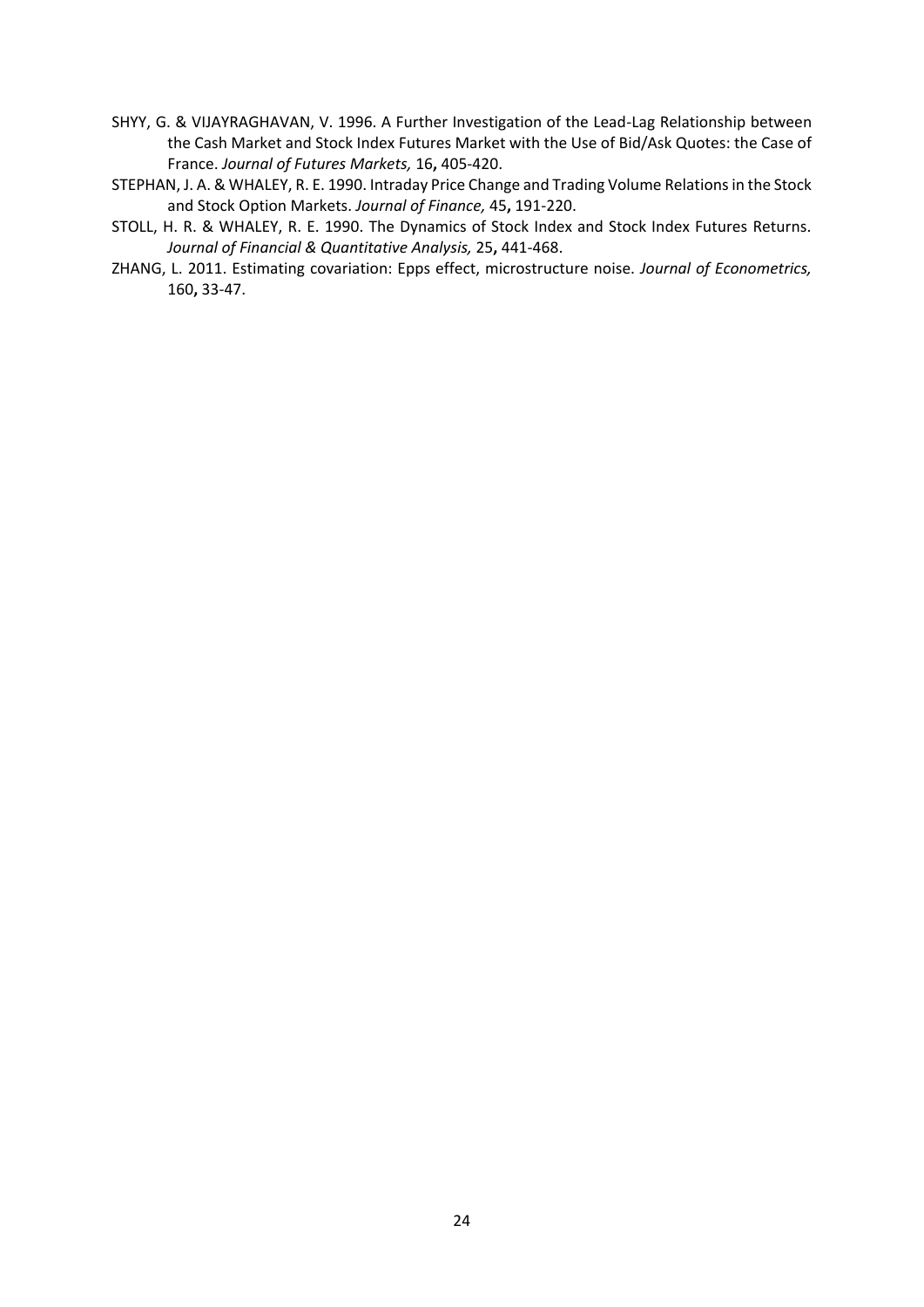SHYY, G. & VIJAYRAGHAVAN, V. 1996. A Further Investigation of the Lead-Lag Relationship between the Cash Market and Stock Index Futures Market with the Use of Bid/Ask Quotes: the Case of France. *Journal of Futures Markets,* 16**,** 405-420.

STEPHAN, J. A. & WHALEY, R. E. 1990. Intraday Price Change and Trading Volume Relations in the Stock and Stock Option Markets. *Journal of Finance,* 45**,** 191-220.

STOLL, H. R. & WHALEY, R. E. 1990. The Dynamics of Stock Index and Stock Index Futures Returns. *Journal of Financial & Quantitative Analysis,* 25**,** 441-468.

ZHANG, L. 2011. Estimating covariation: Epps effect, microstructure noise. *Journal of Econometrics,* 160**,** 33-47.